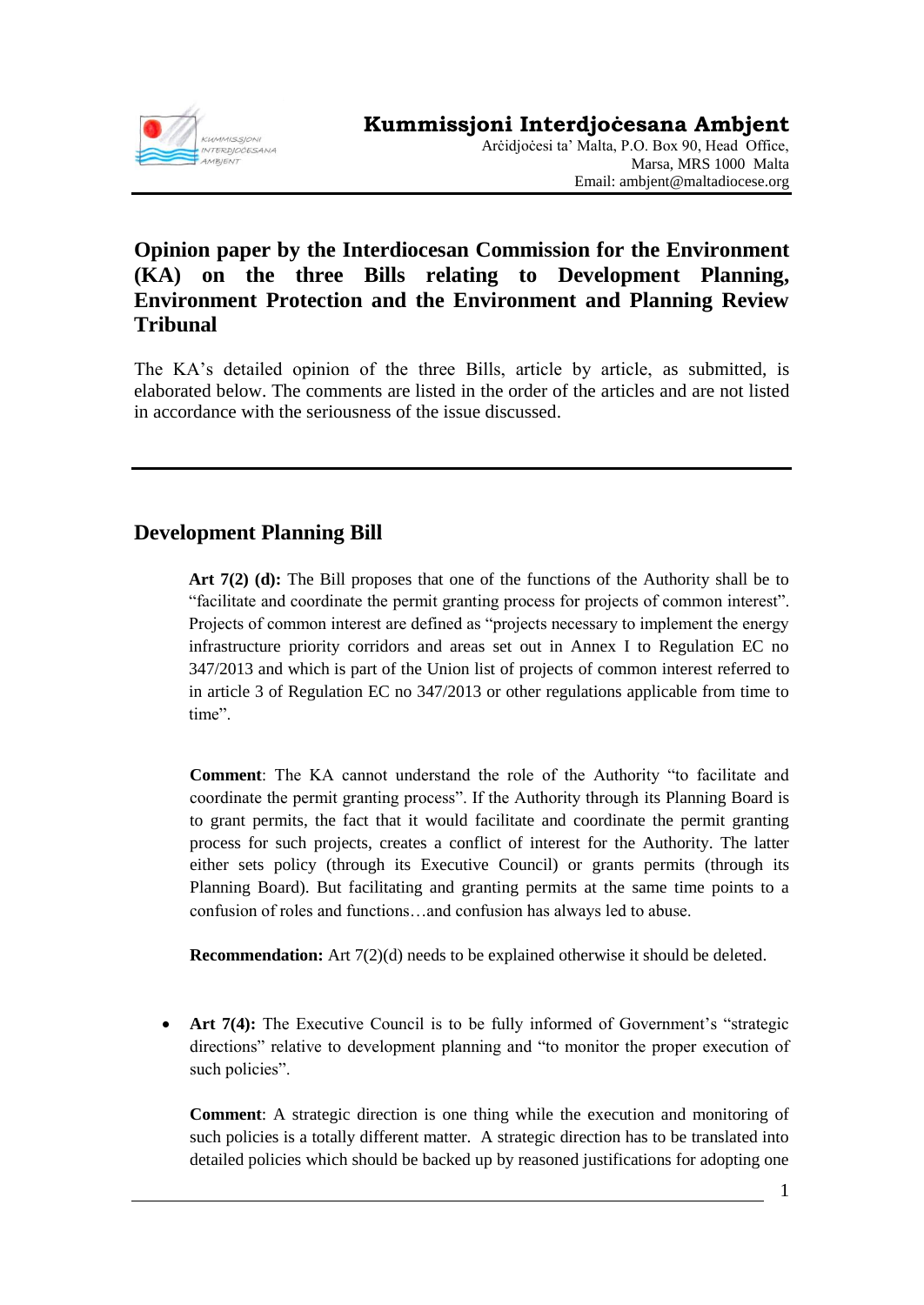# Kummissjoni Interdjoċesana Ambjent

Arċidjoċesi ta' Malta, P.O. Box 90, Head Office,
Marsa, MRS 1000 Malta
Email: ambjent@maltadiocese.org

## Opinion paper by the Interdiocesan Commission for the Environment (KA) on the three Bills relating to Development Planning, Environment Protection and the Environment and Planning Review Tribunal

The KA's detailed opinion of the three Bills, article by article, as submitted, is elaborated below. The comments are listed in the order of the articles and are not listed in accordance with the seriousness of the issue discussed.

---

## Development Planning Bill

**Art 7(2) (d):** The Bill proposes that one of the functions of the Authority shall be to "facilitate and coordinate the permit granting process for projects of common interest". Projects of common interest are defined as "projects necessary to implement the energy infrastructure priority corridors and areas set out in Annex I to Regulation EC no 347/2013 and which is part of the Union list of projects of common interest referred to in article 3 of Regulation EC no 347/2013 or other regulations applicable from time to time".

**Comment**: The KA cannot understand the role of the Authority "to facilitate and coordinate the permit granting process". If the Authority through its Planning Board is to grant permits, the fact that it would facilitate and coordinate the permit granting process for such projects, creates a conflict of interest for the Authority. The latter either sets policy (through its Executive Council) or grants permits (through its Planning Board). But facilitating and granting permits at the same time points to a confusion of roles and functions…and confusion has always led to abuse.

**Recommendation:** Art 7(2)(d) needs to be explained otherwise it should be deleted.

- **Art 7(4):** The Executive Council is to be fully informed of Government's "strategic directions" relative to development planning and "to monitor the proper execution of such policies".

  **Comment**: A strategic direction is one thing while the execution and monitoring of such policies is a totally different matter. A strategic direction has to be translated into detailed policies which should be backed up by reasoned justifications for adopting one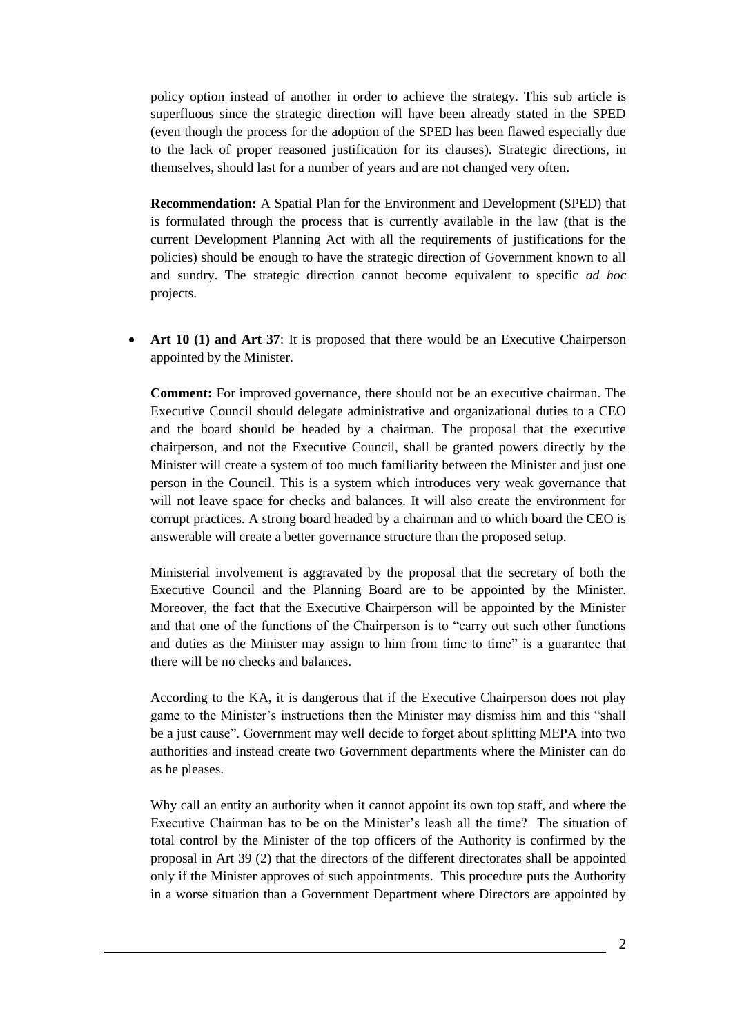policy option instead of another in order to achieve the strategy. This sub article is superfluous since the strategic direction will have been already stated in the SPED (even though the process for the adoption of the SPED has been flawed especially due to the lack of proper reasoned justification for its clauses). Strategic directions, in themselves, should last for a number of years and are not changed very often.

**Recommendation:** A Spatial Plan for the Environment and Development (SPED) that is formulated through the process that is currently available in the law (that is the current Development Planning Act with all the requirements of justifications for the policies) should be enough to have the strategic direction of Government known to all and sundry. The strategic direction cannot become equivalent to specific *ad hoc* projects.

- **Art 10 (1) and Art 37**: It is proposed that there would be an Executive Chairperson appointed by the Minister.

  **Comment:** For improved governance, there should not be an executive chairman. The Executive Council should delegate administrative and organizational duties to a CEO and the board should be headed by a chairman. The proposal that the executive chairperson, and not the Executive Council, shall be granted powers directly by the Minister will create a system of too much familiarity between the Minister and just one person in the Council. This is a system which introduces very weak governance that will not leave space for checks and balances. It will also create the environment for corrupt practices. A strong board headed by a chairman and to which board the CEO is answerable will create a better governance structure than the proposed setup.

  Ministerial involvement is aggravated by the proposal that the secretary of both the Executive Council and the Planning Board are to be appointed by the Minister. Moreover, the fact that the Executive Chairperson will be appointed by the Minister and that one of the functions of the Chairperson is to "carry out such other functions and duties as the Minister may assign to him from time to time" is a guarantee that there will be no checks and balances.

  According to the KA, it is dangerous that if the Executive Chairperson does not play game to the Minister's instructions then the Minister may dismiss him and this "shall be a just cause". Government may well decide to forget about splitting MEPA into two authorities and instead create two Government departments where the Minister can do as he pleases.

  Why call an entity an authority when it cannot appoint its own top staff, and where the Executive Chairman has to be on the Minister's leash all the time? The situation of total control by the Minister of the top officers of the Authority is confirmed by the proposal in Art 39 (2) that the directors of the different directorates shall be appointed only if the Minister approves of such appointments. This procedure puts the Authority in a worse situation than a Government Department where Directors are appointed by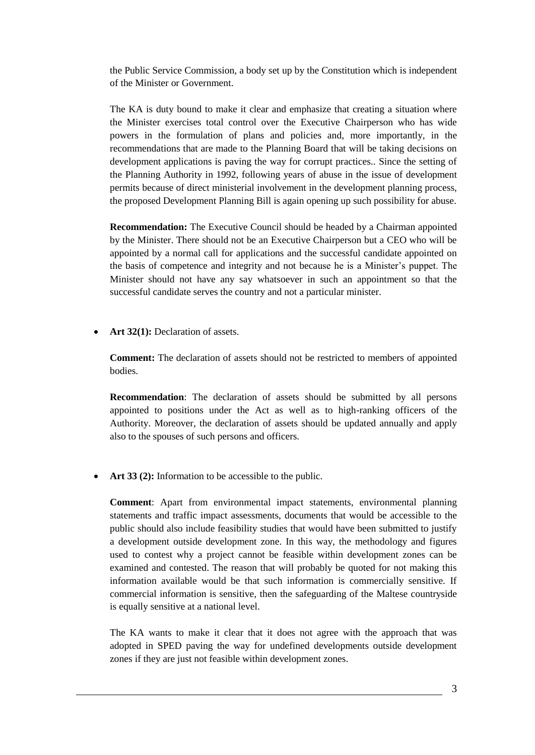the Public Service Commission, a body set up by the Constitution which is independent of the Minister or Government.

The KA is duty bound to make it clear and emphasize that creating a situation where the Minister exercises total control over the Executive Chairperson who has wide powers in the formulation of plans and policies and, more importantly, in the recommendations that are made to the Planning Board that will be taking decisions on development applications is paving the way for corrupt practices.. Since the setting of the Planning Authority in 1992, following years of abuse in the issue of development permits because of direct ministerial involvement in the development planning process, the proposed Development Planning Bill is again opening up such possibility for abuse.

**Recommendation:** The Executive Council should be headed by a Chairman appointed by the Minister. There should not be an Executive Chairperson but a CEO who will be appointed by a normal call for applications and the successful candidate appointed on the basis of competence and integrity and not because he is a Minister's puppet. The Minister should not have any say whatsoever in such an appointment so that the successful candidate serves the country and not a particular minister.

- **Art 32(1):** Declaration of assets.

  **Comment:** The declaration of assets should not be restricted to members of appointed bodies.

  **Recommendation**: The declaration of assets should be submitted by all persons appointed to positions under the Act as well as to high-ranking officers of the Authority. Moreover, the declaration of assets should be updated annually and apply also to the spouses of such persons and officers.

- **Art 33 (2):** Information to be accessible to the public.

  **Comment**: Apart from environmental impact statements, environmental planning statements and traffic impact assessments, documents that would be accessible to the public should also include feasibility studies that would have been submitted to justify a development outside development zone. In this way, the methodology and figures used to contest why a project cannot be feasible within development zones can be examined and contested. The reason that will probably be quoted for not making this information available would be that such information is commercially sensitive. If commercial information is sensitive, then the safeguarding of the Maltese countryside is equally sensitive at a national level.

  The KA wants to make it clear that it does not agree with the approach that was adopted in SPED paving the way for undefined developments outside development zones if they are just not feasible within development zones.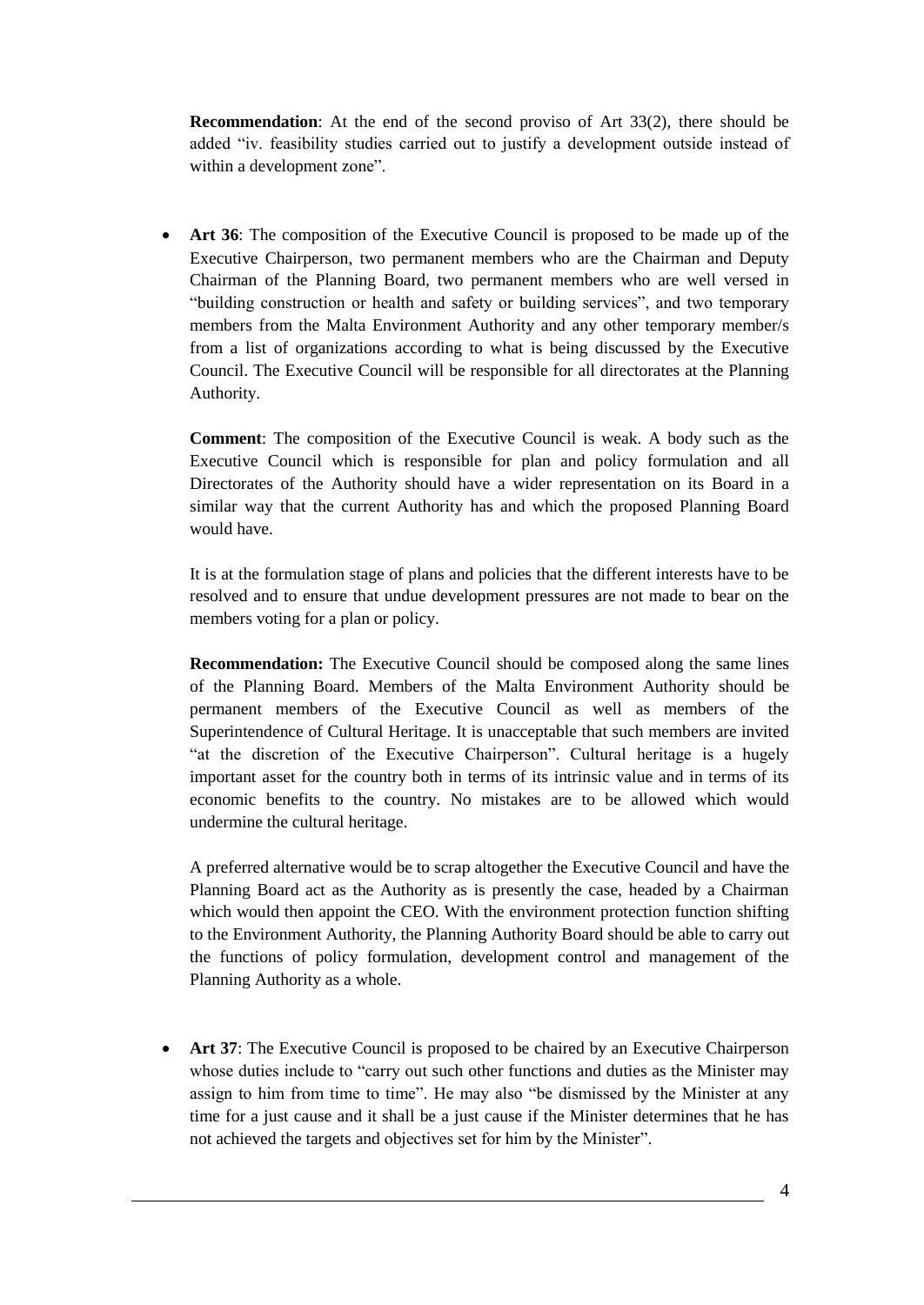**Recommendation**: At the end of the second proviso of Art 33(2), there should be added "iv. feasibility studies carried out to justify a development outside instead of within a development zone".

- **Art 36**: The composition of the Executive Council is proposed to be made up of the Executive Chairperson, two permanent members who are the Chairman and Deputy Chairman of the Planning Board, two permanent members who are well versed in "building construction or health and safety or building services", and two temporary members from the Malta Environment Authority and any other temporary member/s from a list of organizations according to what is being discussed by the Executive Council. The Executive Council will be responsible for all directorates at the Planning Authority.

  **Comment**: The composition of the Executive Council is weak. A body such as the Executive Council which is responsible for plan and policy formulation and all Directorates of the Authority should have a wider representation on its Board in a similar way that the current Authority has and which the proposed Planning Board would have.

  It is at the formulation stage of plans and policies that the different interests have to be resolved and to ensure that undue development pressures are not made to bear on the members voting for a plan or policy.

  **Recommendation:** The Executive Council should be composed along the same lines of the Planning Board. Members of the Malta Environment Authority should be permanent members of the Executive Council as well as members of the Superintendence of Cultural Heritage. It is unacceptable that such members are invited "at the discretion of the Executive Chairperson". Cultural heritage is a hugely important asset for the country both in terms of its intrinsic value and in terms of its economic benefits to the country. No mistakes are to be allowed which would undermine the cultural heritage.

  A preferred alternative would be to scrap altogether the Executive Council and have the Planning Board act as the Authority as is presently the case, headed by a Chairman which would then appoint the CEO. With the environment protection function shifting to the Environment Authority, the Planning Authority Board should be able to carry out the functions of policy formulation, development control and management of the Planning Authority as a whole.

- **Art 37**: The Executive Council is proposed to be chaired by an Executive Chairperson whose duties include to "carry out such other functions and duties as the Minister may assign to him from time to time". He may also "be dismissed by the Minister at any time for a just cause and it shall be a just cause if the Minister determines that he has not achieved the targets and objectives set for him by the Minister".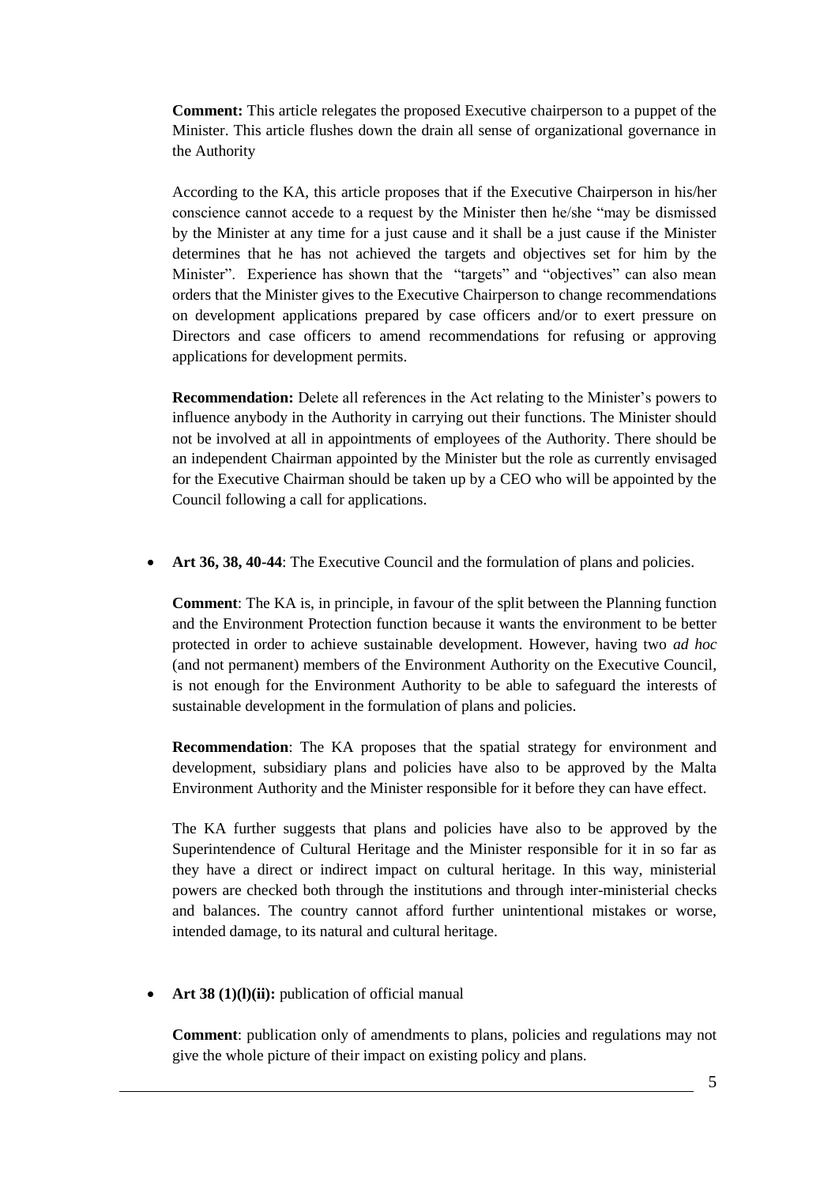**Comment:** This article relegates the proposed Executive chairperson to a puppet of the Minister. This article flushes down the drain all sense of organizational governance in the Authority

According to the KA, this article proposes that if the Executive Chairperson in his/her conscience cannot accede to a request by the Minister then he/she "may be dismissed by the Minister at any time for a just cause and it shall be a just cause if the Minister determines that he has not achieved the targets and objectives set for him by the Minister". Experience has shown that the "targets" and "objectives" can also mean orders that the Minister gives to the Executive Chairperson to change recommendations on development applications prepared by case officers and/or to exert pressure on Directors and case officers to amend recommendations for refusing or approving applications for development permits.

**Recommendation:** Delete all references in the Act relating to the Minister's powers to influence anybody in the Authority in carrying out their functions. The Minister should not be involved at all in appointments of employees of the Authority. There should be an independent Chairman appointed by the Minister but the role as currently envisaged for the Executive Chairman should be taken up by a CEO who will be appointed by the Council following a call for applications.

- **Art 36, 38, 40-44**: The Executive Council and the formulation of plans and policies.

  **Comment**: The KA is, in principle, in favour of the split between the Planning function and the Environment Protection function because it wants the environment to be better protected in order to achieve sustainable development. However, having two *ad hoc* (and not permanent) members of the Environment Authority on the Executive Council, is not enough for the Environment Authority to be able to safeguard the interests of sustainable development in the formulation of plans and policies.

  **Recommendation**: The KA proposes that the spatial strategy for environment and development, subsidiary plans and policies have also to be approved by the Malta Environment Authority and the Minister responsible for it before they can have effect.

  The KA further suggests that plans and policies have also to be approved by the Superintendence of Cultural Heritage and the Minister responsible for it in so far as they have a direct or indirect impact on cultural heritage. In this way, ministerial powers are checked both through the institutions and through inter-ministerial checks and balances. The country cannot afford further unintentional mistakes or worse, intended damage, to its natural and cultural heritage.

- **Art 38 (1)(l)(ii):** publication of official manual

  **Comment**: publication only of amendments to plans, policies and regulations may not give the whole picture of their impact on existing policy and plans.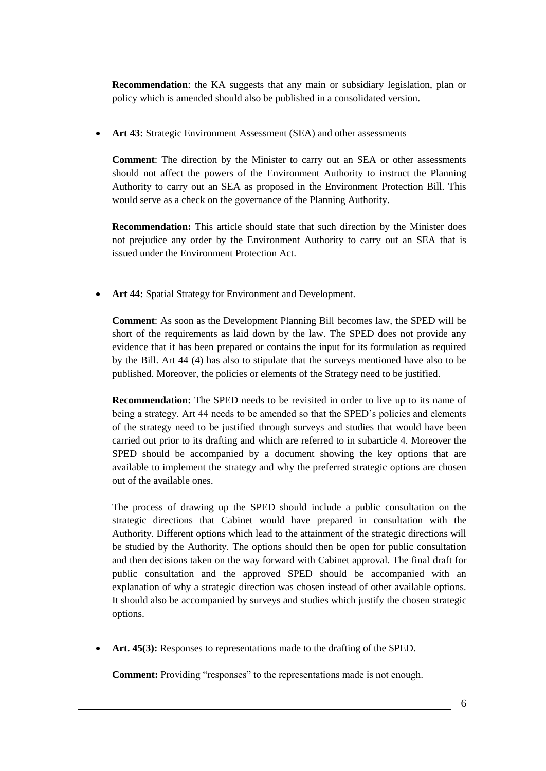**Recommendation**: the KA suggests that any main or subsidiary legislation, plan or policy which is amended should also be published in a consolidated version.

- **Art 43:** Strategic Environment Assessment (SEA) and other assessments

  **Comment**: The direction by the Minister to carry out an SEA or other assessments should not affect the powers of the Environment Authority to instruct the Planning Authority to carry out an SEA as proposed in the Environment Protection Bill. This would serve as a check on the governance of the Planning Authority.

  **Recommendation:** This article should state that such direction by the Minister does not prejudice any order by the Environment Authority to carry out an SEA that is issued under the Environment Protection Act.

- **Art 44:** Spatial Strategy for Environment and Development.

  **Comment**: As soon as the Development Planning Bill becomes law, the SPED will be short of the requirements as laid down by the law. The SPED does not provide any evidence that it has been prepared or contains the input for its formulation as required by the Bill. Art 44 (4) has also to stipulate that the surveys mentioned have also to be published. Moreover, the policies or elements of the Strategy need to be justified.

  **Recommendation:** The SPED needs to be revisited in order to live up to its name of being a strategy. Art 44 needs to be amended so that the SPED's policies and elements of the strategy need to be justified through surveys and studies that would have been carried out prior to its drafting and which are referred to in subarticle 4. Moreover the SPED should be accompanied by a document showing the key options that are available to implement the strategy and why the preferred strategic options are chosen out of the available ones.

  The process of drawing up the SPED should include a public consultation on the strategic directions that Cabinet would have prepared in consultation with the Authority. Different options which lead to the attainment of the strategic directions will be studied by the Authority. The options should then be open for public consultation and then decisions taken on the way forward with Cabinet approval. The final draft for public consultation and the approved SPED should be accompanied with an explanation of why a strategic direction was chosen instead of other available options. It should also be accompanied by surveys and studies which justify the chosen strategic options.

- **Art. 45(3):** Responses to representations made to the drafting of the SPED.

  **Comment:** Providing "responses" to the representations made is not enough.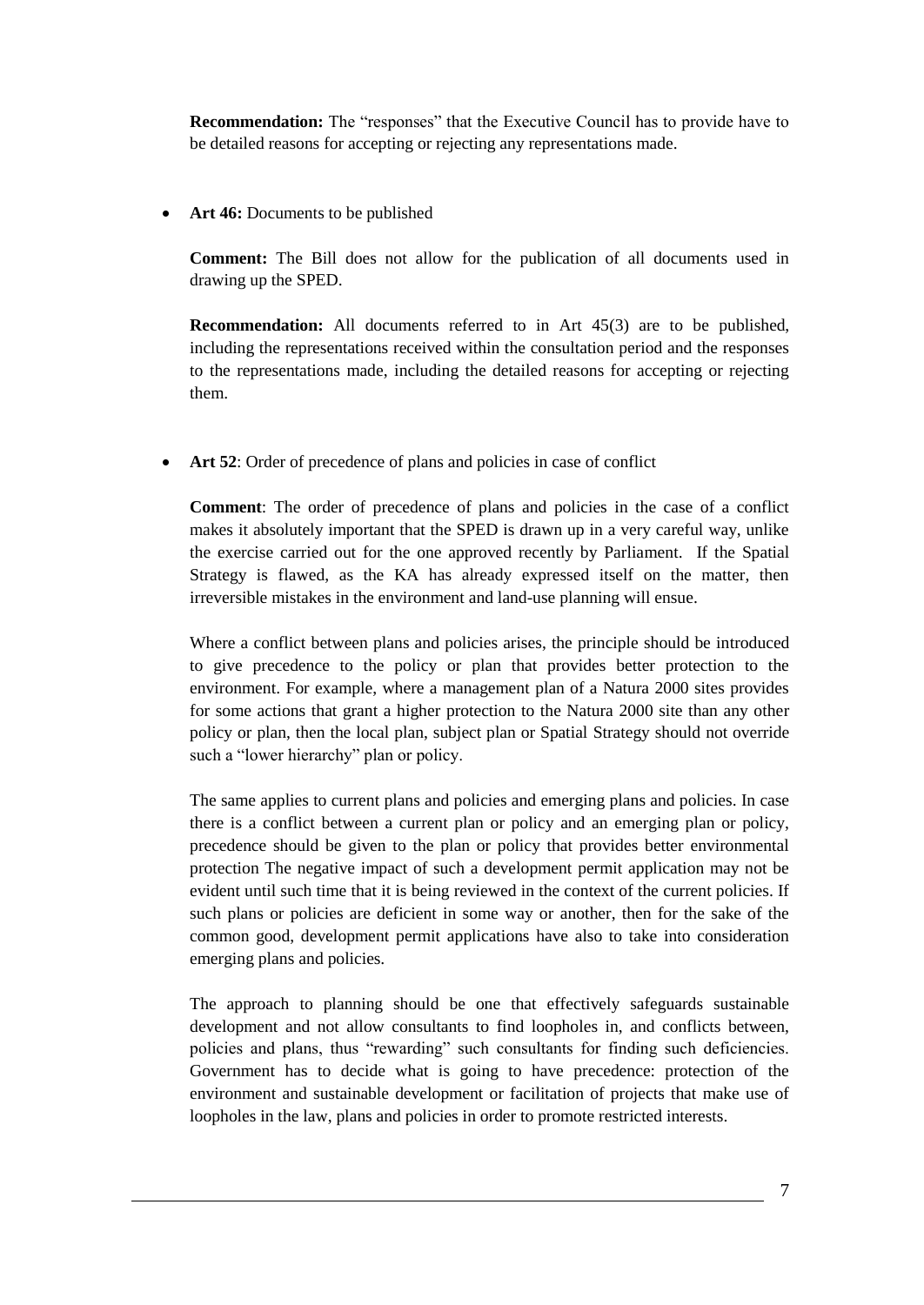**Recommendation:** The "responses" that the Executive Council has to provide have to be detailed reasons for accepting or rejecting any representations made.

- **Art 46:** Documents to be published

  **Comment:** The Bill does not allow for the publication of all documents used in drawing up the SPED.

  **Recommendation:** All documents referred to in Art 45(3) are to be published, including the representations received within the consultation period and the responses to the representations made, including the detailed reasons for accepting or rejecting them.

- **Art 52**: Order of precedence of plans and policies in case of conflict

  **Comment**: The order of precedence of plans and policies in the case of a conflict makes it absolutely important that the SPED is drawn up in a very careful way, unlike the exercise carried out for the one approved recently by Parliament. If the Spatial Strategy is flawed, as the KA has already expressed itself on the matter, then irreversible mistakes in the environment and land-use planning will ensue.

  Where a conflict between plans and policies arises, the principle should be introduced to give precedence to the policy or plan that provides better protection to the environment. For example, where a management plan of a Natura 2000 sites provides for some actions that grant a higher protection to the Natura 2000 site than any other policy or plan, then the local plan, subject plan or Spatial Strategy should not override such a "lower hierarchy" plan or policy.

  The same applies to current plans and policies and emerging plans and policies. In case there is a conflict between a current plan or policy and an emerging plan or policy, precedence should be given to the plan or policy that provides better environmental protection The negative impact of such a development permit application may not be evident until such time that it is being reviewed in the context of the current policies. If such plans or policies are deficient in some way or another, then for the sake of the common good, development permit applications have also to take into consideration emerging plans and policies.

  The approach to planning should be one that effectively safeguards sustainable development and not allow consultants to find loopholes in, and conflicts between, policies and plans, thus "rewarding" such consultants for finding such deficiencies. Government has to decide what is going to have precedence: protection of the environment and sustainable development or facilitation of projects that make use of loopholes in the law, plans and policies in order to promote restricted interests.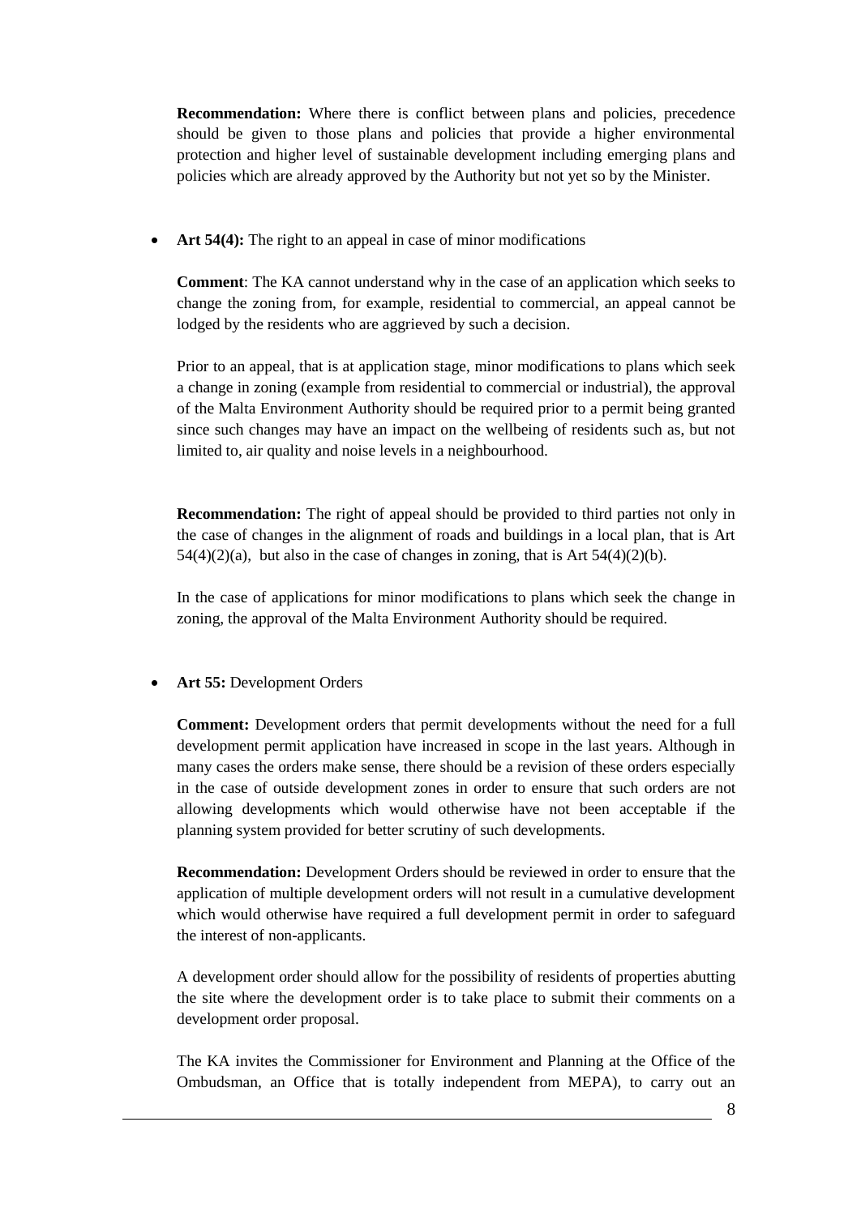**Recommendation:** Where there is conflict between plans and policies, precedence should be given to those plans and policies that provide a higher environmental protection and higher level of sustainable development including emerging plans and policies which are already approved by the Authority but not yet so by the Minister.

- **Art 54(4):** The right to an appeal in case of minor modifications

  **Comment**: The KA cannot understand why in the case of an application which seeks to change the zoning from, for example, residential to commercial, an appeal cannot be lodged by the residents who are aggrieved by such a decision.

  Prior to an appeal, that is at application stage, minor modifications to plans which seek a change in zoning (example from residential to commercial or industrial), the approval of the Malta Environment Authority should be required prior to a permit being granted since such changes may have an impact on the wellbeing of residents such as, but not limited to, air quality and noise levels in a neighbourhood.

  **Recommendation:** The right of appeal should be provided to third parties not only in the case of changes in the alignment of roads and buildings in a local plan, that is Art 54(4)(2)(a), but also in the case of changes in zoning, that is Art 54(4)(2)(b).

  In the case of applications for minor modifications to plans which seek the change in zoning, the approval of the Malta Environment Authority should be required.

- **Art 55:** Development Orders

  **Comment:** Development orders that permit developments without the need for a full development permit application have increased in scope in the last years. Although in many cases the orders make sense, there should be a revision of these orders especially in the case of outside development zones in order to ensure that such orders are not allowing developments which would otherwise have not been acceptable if the planning system provided for better scrutiny of such developments.

  **Recommendation:** Development Orders should be reviewed in order to ensure that the application of multiple development orders will not result in a cumulative development which would otherwise have required a full development permit in order to safeguard the interest of non-applicants.

  A development order should allow for the possibility of residents of properties abutting the site where the development order is to take place to submit their comments on a development order proposal.

  The KA invites the Commissioner for Environment and Planning at the Office of the Ombudsman, an Office that is totally independent from MEPA), to carry out an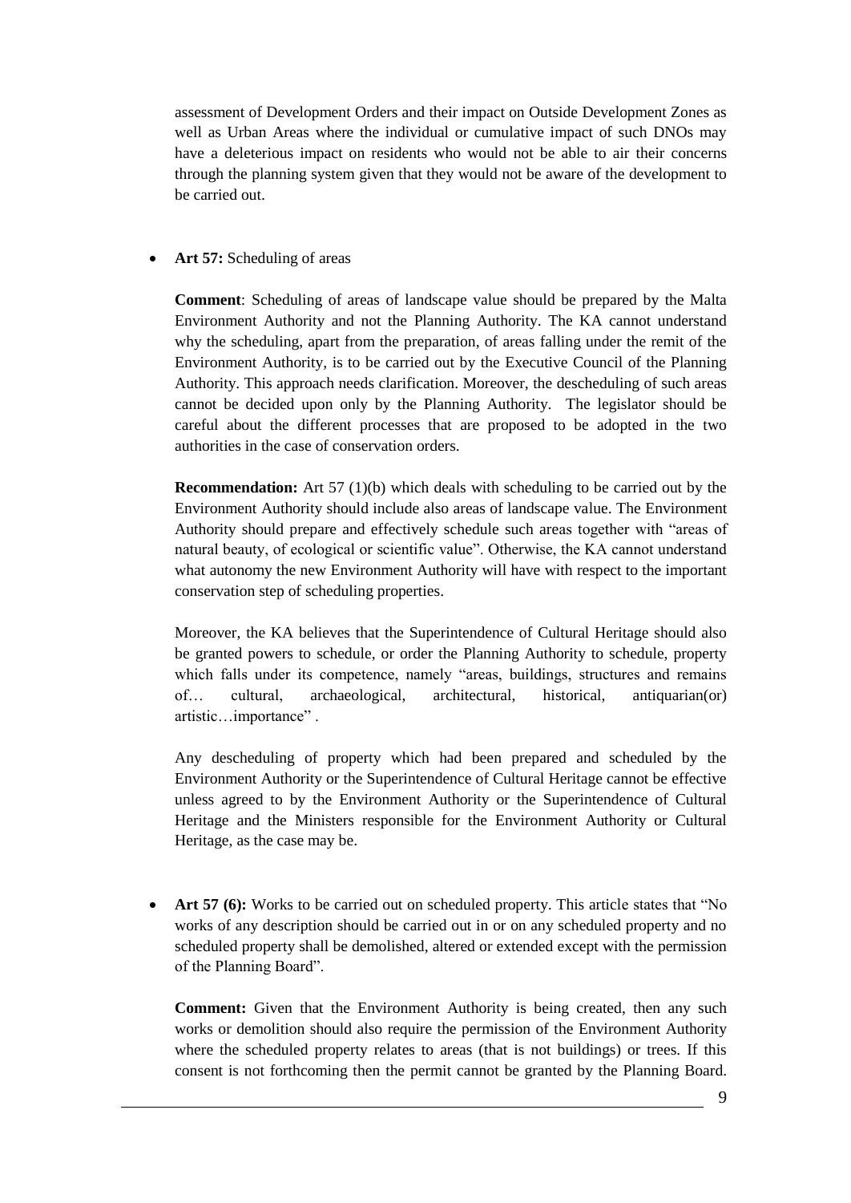assessment of Development Orders and their impact on Outside Development Zones as well as Urban Areas where the individual or cumulative impact of such DNOs may have a deleterious impact on residents who would not be able to air their concerns through the planning system given that they would not be aware of the development to be carried out.

- **Art 57:** Scheduling of areas

  **Comment**: Scheduling of areas of landscape value should be prepared by the Malta Environment Authority and not the Planning Authority. The KA cannot understand why the scheduling, apart from the preparation, of areas falling under the remit of the Environment Authority, is to be carried out by the Executive Council of the Planning Authority. This approach needs clarification. Moreover, the descheduling of such areas cannot be decided upon only by the Planning Authority. The legislator should be careful about the different processes that are proposed to be adopted in the two authorities in the case of conservation orders.

  **Recommendation:** Art 57 (1)(b) which deals with scheduling to be carried out by the Environment Authority should include also areas of landscape value. The Environment Authority should prepare and effectively schedule such areas together with "areas of natural beauty, of ecological or scientific value". Otherwise, the KA cannot understand what autonomy the new Environment Authority will have with respect to the important conservation step of scheduling properties.

  Moreover, the KA believes that the Superintendence of Cultural Heritage should also be granted powers to schedule, or order the Planning Authority to schedule, property which falls under its competence, namely "areas, buildings, structures and remains of… cultural, archaeological, architectural, historical, antiquarian(or) artistic…importance" .

  Any descheduling of property which had been prepared and scheduled by the Environment Authority or the Superintendence of Cultural Heritage cannot be effective unless agreed to by the Environment Authority or the Superintendence of Cultural Heritage and the Ministers responsible for the Environment Authority or Cultural Heritage, as the case may be.

- **Art 57 (6):** Works to be carried out on scheduled property. This article states that "No works of any description should be carried out in or on any scheduled property and no scheduled property shall be demolished, altered or extended except with the permission of the Planning Board".

  **Comment:** Given that the Environment Authority is being created, then any such works or demolition should also require the permission of the Environment Authority where the scheduled property relates to areas (that is not buildings) or trees. If this consent is not forthcoming then the permit cannot be granted by the Planning Board.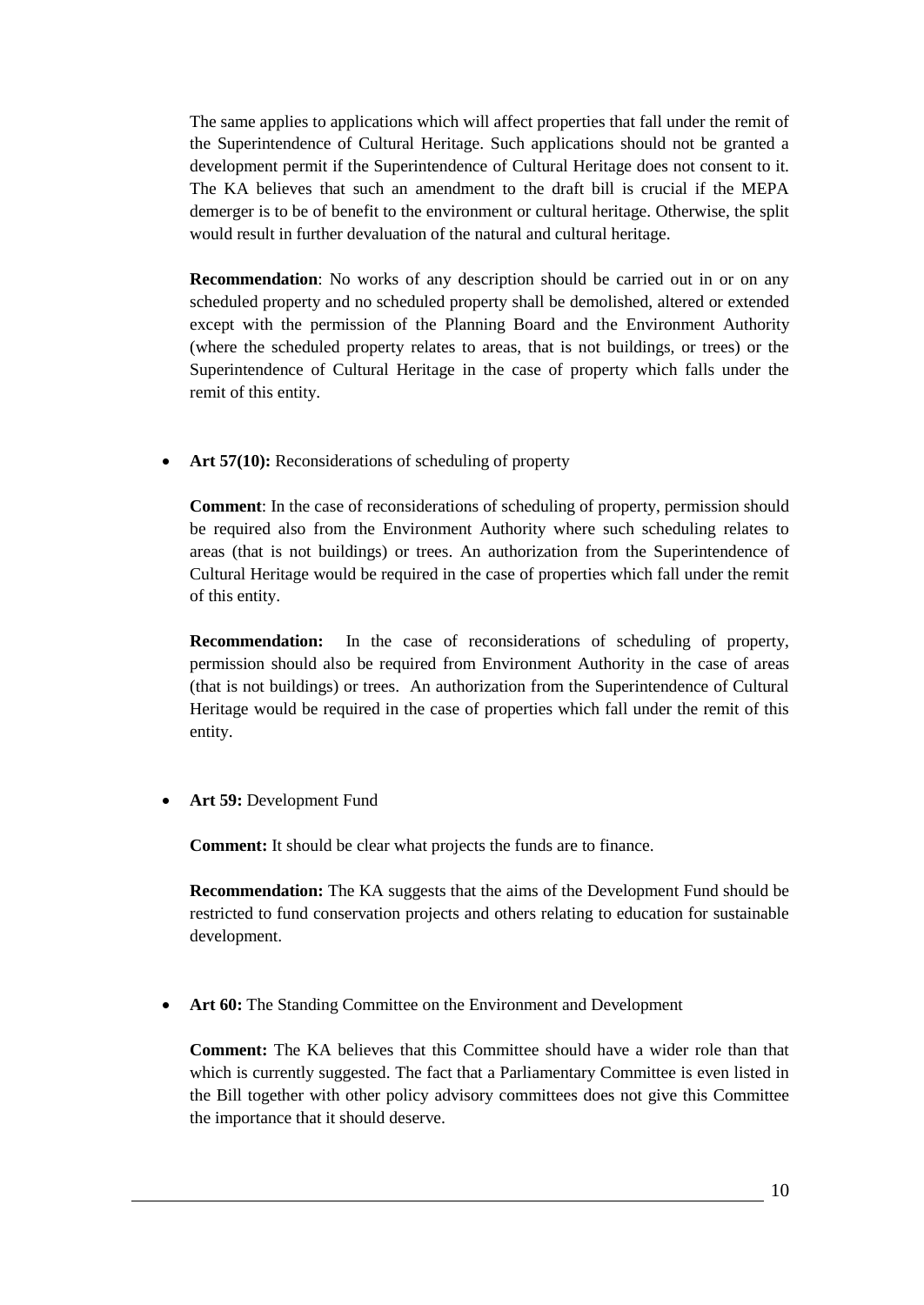The same applies to applications which will affect properties that fall under the remit of the Superintendence of Cultural Heritage. Such applications should not be granted a development permit if the Superintendence of Cultural Heritage does not consent to it. The KA believes that such an amendment to the draft bill is crucial if the MEPA demerger is to be of benefit to the environment or cultural heritage. Otherwise, the split would result in further devaluation of the natural and cultural heritage.

**Recommendation**: No works of any description should be carried out in or on any scheduled property and no scheduled property shall be demolished, altered or extended except with the permission of the Planning Board and the Environment Authority (where the scheduled property relates to areas, that is not buildings, or trees) or the Superintendence of Cultural Heritage in the case of property which falls under the remit of this entity.

- **Art 57(10):** Reconsiderations of scheduling of property

  **Comment**: In the case of reconsiderations of scheduling of property, permission should be required also from the Environment Authority where such scheduling relates to areas (that is not buildings) or trees. An authorization from the Superintendence of Cultural Heritage would be required in the case of properties which fall under the remit of this entity.

  **Recommendation:** In the case of reconsiderations of scheduling of property, permission should also be required from Environment Authority in the case of areas (that is not buildings) or trees. An authorization from the Superintendence of Cultural Heritage would be required in the case of properties which fall under the remit of this entity.

- **Art 59:** Development Fund

  **Comment:** It should be clear what projects the funds are to finance.

  **Recommendation:** The KA suggests that the aims of the Development Fund should be restricted to fund conservation projects and others relating to education for sustainable development.

- **Art 60:** The Standing Committee on the Environment and Development

  **Comment:** The KA believes that this Committee should have a wider role than that which is currently suggested. The fact that a Parliamentary Committee is even listed in the Bill together with other policy advisory committees does not give this Committee the importance that it should deserve.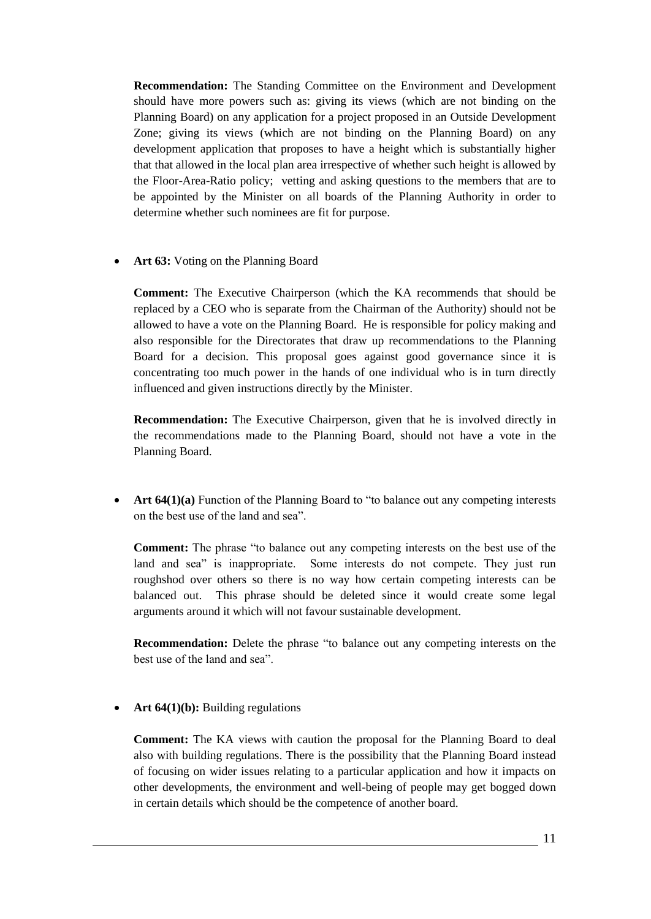**Recommendation:** The Standing Committee on the Environment and Development should have more powers such as: giving its views (which are not binding on the Planning Board) on any application for a project proposed in an Outside Development Zone; giving its views (which are not binding on the Planning Board) on any development application that proposes to have a height which is substantially higher that that allowed in the local plan area irrespective of whether such height is allowed by the Floor-Area-Ratio policy; vetting and asking questions to the members that are to be appointed by the Minister on all boards of the Planning Authority in order to determine whether such nominees are fit for purpose.

- **Art 63:** Voting on the Planning Board

  **Comment:** The Executive Chairperson (which the KA recommends that should be replaced by a CEO who is separate from the Chairman of the Authority) should not be allowed to have a vote on the Planning Board. He is responsible for policy making and also responsible for the Directorates that draw up recommendations to the Planning Board for a decision. This proposal goes against good governance since it is concentrating too much power in the hands of one individual who is in turn directly influenced and given instructions directly by the Minister.

  **Recommendation:** The Executive Chairperson, given that he is involved directly in the recommendations made to the Planning Board, should not have a vote in the Planning Board.

- **Art 64(1)(a)** Function of the Planning Board to "to balance out any competing interests on the best use of the land and sea".

  **Comment:** The phrase "to balance out any competing interests on the best use of the land and sea" is inappropriate. Some interests do not compete. They just run roughshod over others so there is no way how certain competing interests can be balanced out. This phrase should be deleted since it would create some legal arguments around it which will not favour sustainable development.

  **Recommendation:** Delete the phrase "to balance out any competing interests on the best use of the land and sea".

- **Art 64(1)(b):** Building regulations

  **Comment:** The KA views with caution the proposal for the Planning Board to deal also with building regulations. There is the possibility that the Planning Board instead of focusing on wider issues relating to a particular application and how it impacts on other developments, the environment and well-being of people may get bogged down in certain details which should be the competence of another board.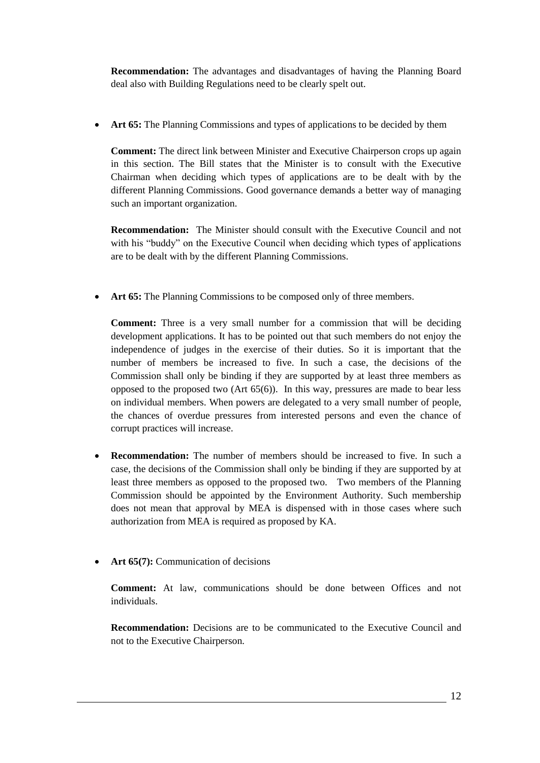**Recommendation:** The advantages and disadvantages of having the Planning Board deal also with Building Regulations need to be clearly spelt out.

- **Art 65:** The Planning Commissions and types of applications to be decided by them

  **Comment:** The direct link between Minister and Executive Chairperson crops up again in this section. The Bill states that the Minister is to consult with the Executive Chairman when deciding which types of applications are to be dealt with by the different Planning Commissions. Good governance demands a better way of managing such an important organization.

  **Recommendation:** The Minister should consult with the Executive Council and not with his "buddy" on the Executive Council when deciding which types of applications are to be dealt with by the different Planning Commissions.

- **Art 65:** The Planning Commissions to be composed only of three members.

  **Comment:** Three is a very small number for a commission that will be deciding development applications. It has to be pointed out that such members do not enjoy the independence of judges in the exercise of their duties. So it is important that the number of members be increased to five. In such a case, the decisions of the Commission shall only be binding if they are supported by at least three members as opposed to the proposed two (Art 65(6)). In this way, pressures are made to bear less on individual members. When powers are delegated to a very small number of people, the chances of overdue pressures from interested persons and even the chance of corrupt practices will increase.

- **Recommendation:** The number of members should be increased to five. In such a case, the decisions of the Commission shall only be binding if they are supported by at least three members as opposed to the proposed two. Two members of the Planning Commission should be appointed by the Environment Authority. Such membership does not mean that approval by MEA is dispensed with in those cases where such authorization from MEA is required as proposed by KA.

- **Art 65(7):** Communication of decisions

  **Comment:** At law, communications should be done between Offices and not individuals.

  **Recommendation:** Decisions are to be communicated to the Executive Council and not to the Executive Chairperson.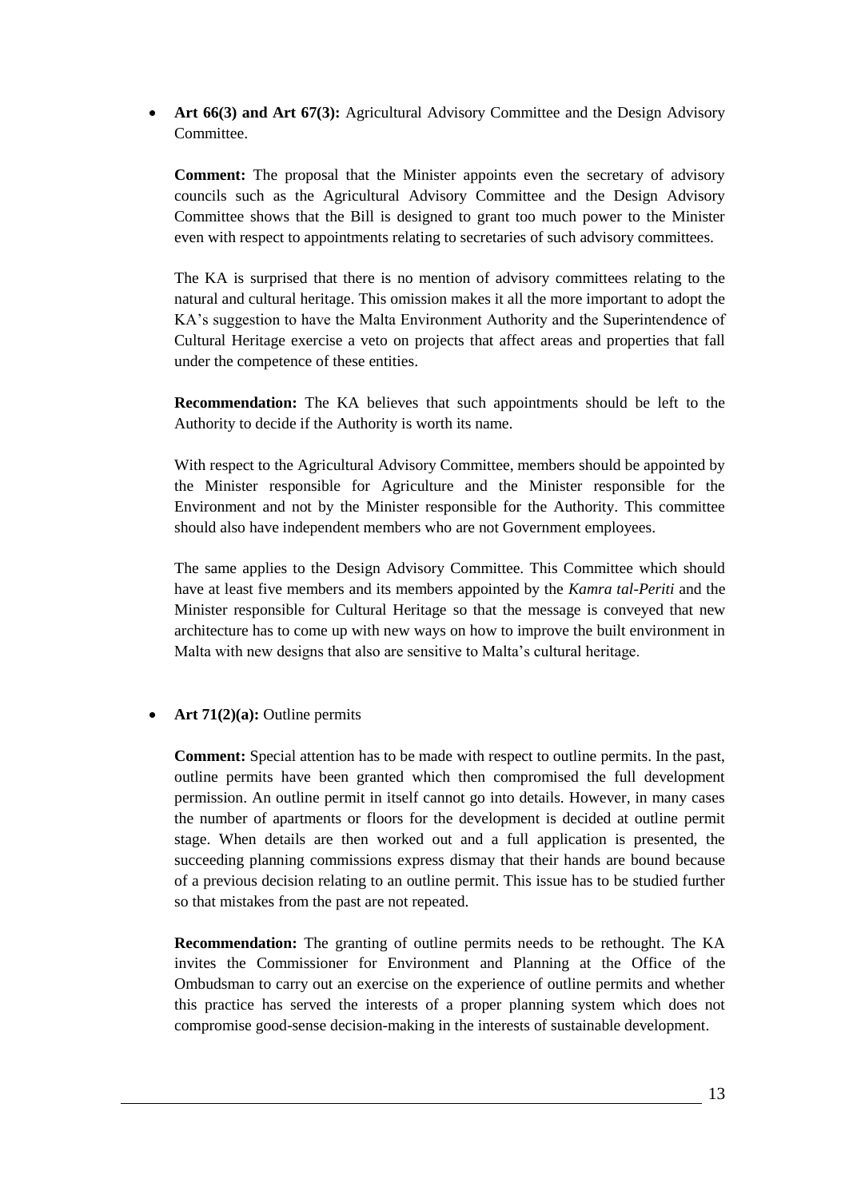- **Art 66(3) and Art 67(3):** Agricultural Advisory Committee and the Design Advisory Committee.

  **Comment:** The proposal that the Minister appoints even the secretary of advisory councils such as the Agricultural Advisory Committee and the Design Advisory Committee shows that the Bill is designed to grant too much power to the Minister even with respect to appointments relating to secretaries of such advisory committees.

  The KA is surprised that there is no mention of advisory committees relating to the natural and cultural heritage. This omission makes it all the more important to adopt the KA's suggestion to have the Malta Environment Authority and the Superintendence of Cultural Heritage exercise a veto on projects that affect areas and properties that fall under the competence of these entities.

  **Recommendation:** The KA believes that such appointments should be left to the Authority to decide if the Authority is worth its name.

  With respect to the Agricultural Advisory Committee, members should be appointed by the Minister responsible for Agriculture and the Minister responsible for the Environment and not by the Minister responsible for the Authority. This committee should also have independent members who are not Government employees.

  The same applies to the Design Advisory Committee. This Committee which should have at least five members and its members appointed by the *Kamra tal-Periti* and the Minister responsible for Cultural Heritage so that the message is conveyed that new architecture has to come up with new ways on how to improve the built environment in Malta with new designs that also are sensitive to Malta's cultural heritage.

- **Art 71(2)(a):** Outline permits

  **Comment:** Special attention has to be made with respect to outline permits. In the past, outline permits have been granted which then compromised the full development permission. An outline permit in itself cannot go into details. However, in many cases the number of apartments or floors for the development is decided at outline permit stage. When details are then worked out and a full application is presented, the succeeding planning commissions express dismay that their hands are bound because of a previous decision relating to an outline permit. This issue has to be studied further so that mistakes from the past are not repeated.

  **Recommendation:** The granting of outline permits needs to be rethought. The KA invites the Commissioner for Environment and Planning at the Office of the Ombudsman to carry out an exercise on the experience of outline permits and whether this practice has served the interests of a proper planning system which does not compromise good-sense decision-making in the interests of sustainable development.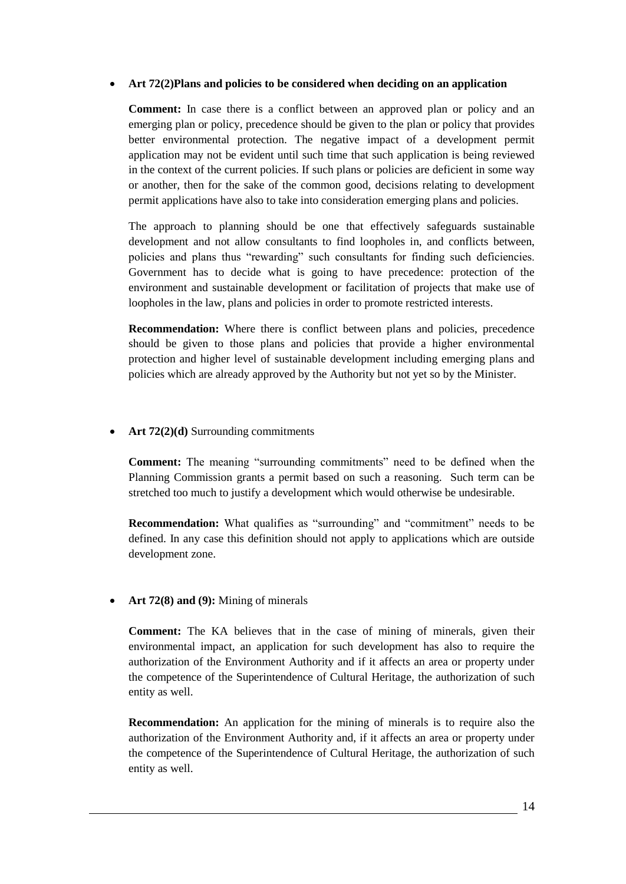- **Art 72(2)Plans and policies to be considered when deciding on an application**

  **Comment:** In case there is a conflict between an approved plan or policy and an emerging plan or policy, precedence should be given to the plan or policy that provides better environmental protection. The negative impact of a development permit application may not be evident until such time that such application is being reviewed in the context of the current policies. If such plans or policies are deficient in some way or another, then for the sake of the common good, decisions relating to development permit applications have also to take into consideration emerging plans and policies.

  The approach to planning should be one that effectively safeguards sustainable development and not allow consultants to find loopholes in, and conflicts between, policies and plans thus "rewarding" such consultants for finding such deficiencies. Government has to decide what is going to have precedence: protection of the environment and sustainable development or facilitation of projects that make use of loopholes in the law, plans and policies in order to promote restricted interests.

  **Recommendation:** Where there is conflict between plans and policies, precedence should be given to those plans and policies that provide a higher environmental protection and higher level of sustainable development including emerging plans and policies which are already approved by the Authority but not yet so by the Minister.

- **Art 72(2)(d)** Surrounding commitments

  **Comment:** The meaning "surrounding commitments" need to be defined when the Planning Commission grants a permit based on such a reasoning. Such term can be stretched too much to justify a development which would otherwise be undesirable.

  **Recommendation:** What qualifies as "surrounding" and "commitment" needs to be defined. In any case this definition should not apply to applications which are outside development zone.

- **Art 72(8) and (9):** Mining of minerals

  **Comment:** The KA believes that in the case of mining of minerals, given their environmental impact, an application for such development has also to require the authorization of the Environment Authority and if it affects an area or property under the competence of the Superintendence of Cultural Heritage, the authorization of such entity as well.

  **Recommendation:** An application for the mining of minerals is to require also the authorization of the Environment Authority and, if it affects an area or property under the competence of the Superintendence of Cultural Heritage, the authorization of such entity as well.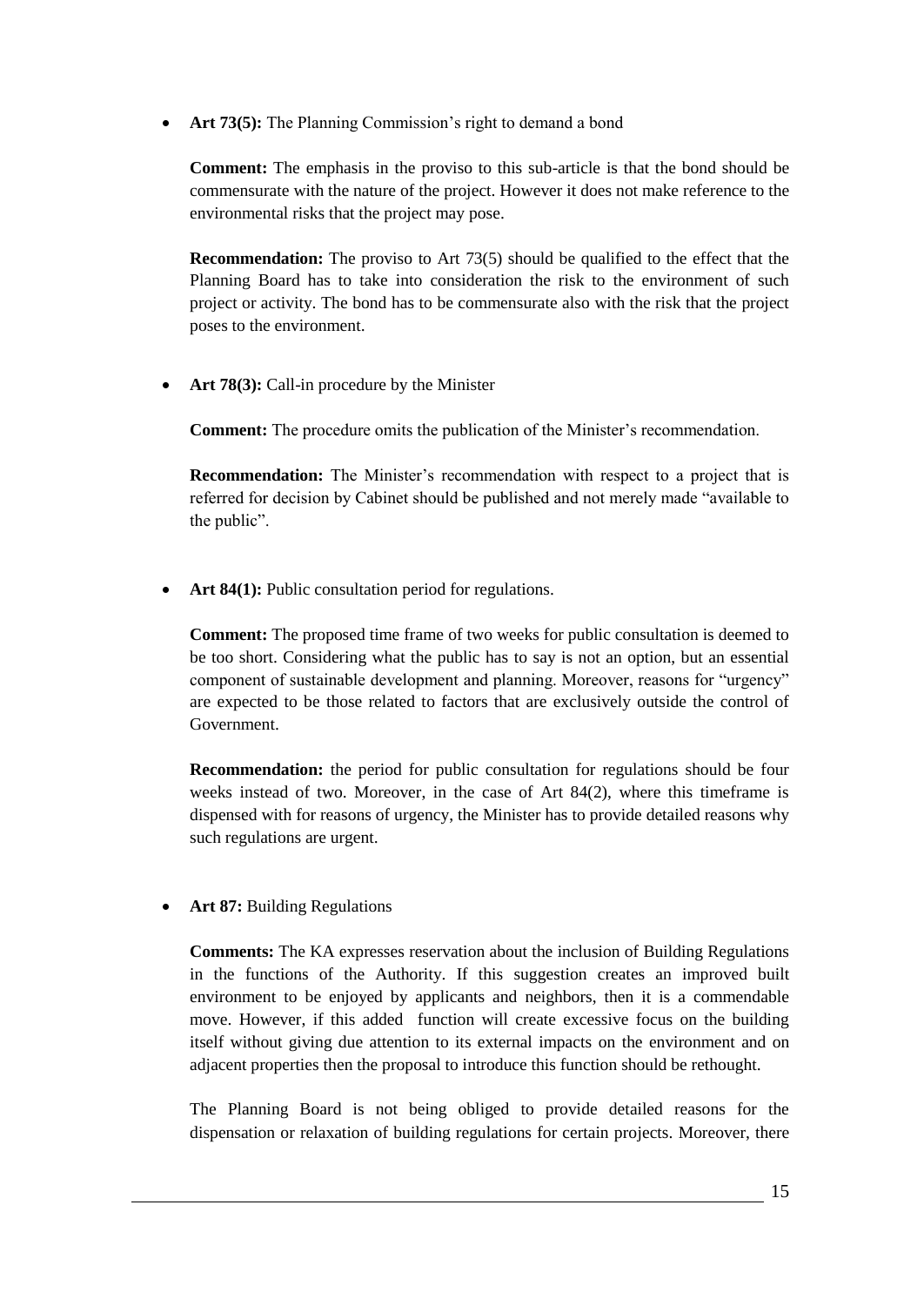- **Art 73(5):** The Planning Commission's right to demand a bond

  **Comment:** The emphasis in the proviso to this sub-article is that the bond should be commensurate with the nature of the project. However it does not make reference to the environmental risks that the project may pose.

  **Recommendation:** The proviso to Art 73(5) should be qualified to the effect that the Planning Board has to take into consideration the risk to the environment of such project or activity. The bond has to be commensurate also with the risk that the project poses to the environment.

- **Art 78(3):** Call-in procedure by the Minister

  **Comment:** The procedure omits the publication of the Minister's recommendation.

  **Recommendation:** The Minister's recommendation with respect to a project that is referred for decision by Cabinet should be published and not merely made "available to the public".

- **Art 84(1):** Public consultation period for regulations.

  **Comment:** The proposed time frame of two weeks for public consultation is deemed to be too short. Considering what the public has to say is not an option, but an essential component of sustainable development and planning. Moreover, reasons for "urgency" are expected to be those related to factors that are exclusively outside the control of Government.

  **Recommendation:** the period for public consultation for regulations should be four weeks instead of two. Moreover, in the case of Art 84(2), where this timeframe is dispensed with for reasons of urgency, the Minister has to provide detailed reasons why such regulations are urgent.

- **Art 87:** Building Regulations

  **Comments:** The KA expresses reservation about the inclusion of Building Regulations in the functions of the Authority. If this suggestion creates an improved built environment to be enjoyed by applicants and neighbors, then it is a commendable move. However, if this added function will create excessive focus on the building itself without giving due attention to its external impacts on the environment and on adjacent properties then the proposal to introduce this function should be rethought.

  The Planning Board is not being obliged to provide detailed reasons for the dispensation or relaxation of building regulations for certain projects. Moreover, there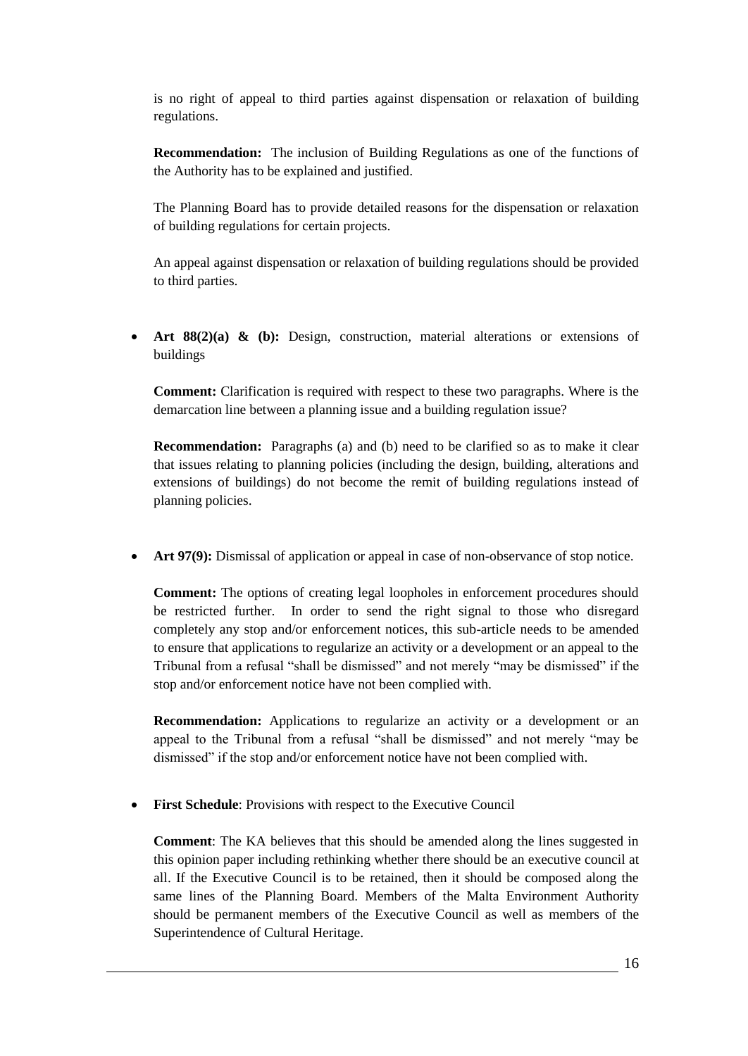is no right of appeal to third parties against dispensation or relaxation of building regulations.

**Recommendation:** The inclusion of Building Regulations as one of the functions of the Authority has to be explained and justified.

The Planning Board has to provide detailed reasons for the dispensation or relaxation of building regulations for certain projects.

An appeal against dispensation or relaxation of building regulations should be provided to third parties.

- **Art 88(2)(a) & (b):** Design, construction, material alterations or extensions of buildings

  **Comment:** Clarification is required with respect to these two paragraphs. Where is the demarcation line between a planning issue and a building regulation issue?

  **Recommendation:** Paragraphs (a) and (b) need to be clarified so as to make it clear that issues relating to planning policies (including the design, building, alterations and extensions of buildings) do not become the remit of building regulations instead of planning policies.

- **Art 97(9):** Dismissal of application or appeal in case of non-observance of stop notice.

  **Comment:** The options of creating legal loopholes in enforcement procedures should be restricted further. In order to send the right signal to those who disregard completely any stop and/or enforcement notices, this sub-article needs to be amended to ensure that applications to regularize an activity or a development or an appeal to the Tribunal from a refusal "shall be dismissed" and not merely "may be dismissed" if the stop and/or enforcement notice have not been complied with.

  **Recommendation:** Applications to regularize an activity or a development or an appeal to the Tribunal from a refusal "shall be dismissed" and not merely "may be dismissed" if the stop and/or enforcement notice have not been complied with.

- **First Schedule**: Provisions with respect to the Executive Council

  **Comment**: The KA believes that this should be amended along the lines suggested in this opinion paper including rethinking whether there should be an executive council at all. If the Executive Council is to be retained, then it should be composed along the same lines of the Planning Board. Members of the Malta Environment Authority should be permanent members of the Executive Council as well as members of the Superintendence of Cultural Heritage.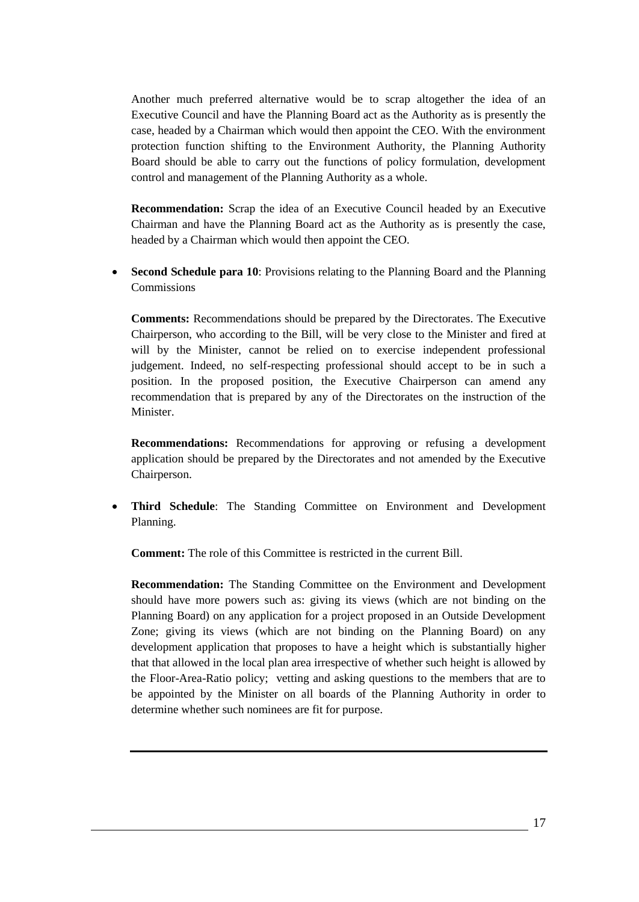Another much preferred alternative would be to scrap altogether the idea of an Executive Council and have the Planning Board act as the Authority as is presently the case, headed by a Chairman which would then appoint the CEO. With the environment protection function shifting to the Environment Authority, the Planning Authority Board should be able to carry out the functions of policy formulation, development control and management of the Planning Authority as a whole.

**Recommendation:** Scrap the idea of an Executive Council headed by an Executive Chairman and have the Planning Board act as the Authority as is presently the case, headed by a Chairman which would then appoint the CEO.

- **Second Schedule para 10**: Provisions relating to the Planning Board and the Planning Commissions

  **Comments:** Recommendations should be prepared by the Directorates. The Executive Chairperson, who according to the Bill, will be very close to the Minister and fired at will by the Minister, cannot be relied on to exercise independent professional judgement. Indeed, no self-respecting professional should accept to be in such a position. In the proposed position, the Executive Chairperson can amend any recommendation that is prepared by any of the Directorates on the instruction of the Minister.

  **Recommendations:** Recommendations for approving or refusing a development application should be prepared by the Directorates and not amended by the Executive Chairperson.

- **Third Schedule**: The Standing Committee on Environment and Development Planning.

  **Comment:** The role of this Committee is restricted in the current Bill.

  **Recommendation:** The Standing Committee on the Environment and Development should have more powers such as: giving its views (which are not binding on the Planning Board) on any application for a project proposed in an Outside Development Zone; giving its views (which are not binding on the Planning Board) on any development application that proposes to have a height which is substantially higher that that allowed in the local plan area irrespective of whether such height is allowed by the Floor-Area-Ratio policy; vetting and asking questions to the members that are to be appointed by the Minister on all boards of the Planning Authority in order to determine whether such nominees are fit for purpose.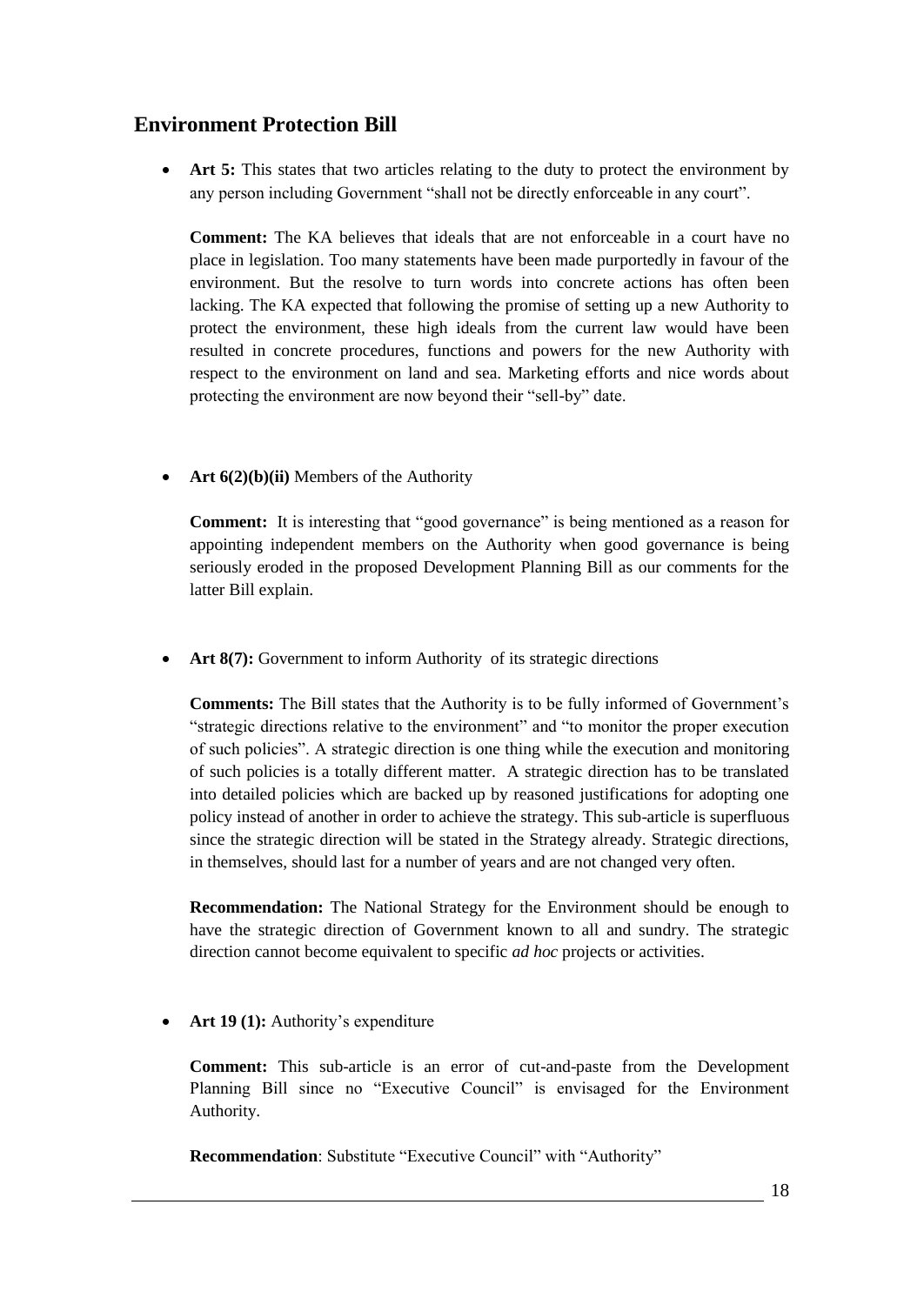## Environment Protection Bill

- **Art 5:** This states that two articles relating to the duty to protect the environment by any person including Government "shall not be directly enforceable in any court".

  **Comment:** The KA believes that ideals that are not enforceable in a court have no place in legislation. Too many statements have been made purportedly in favour of the environment. But the resolve to turn words into concrete actions has often been lacking. The KA expected that following the promise of setting up a new Authority to protect the environment, these high ideals from the current law would have been resulted in concrete procedures, functions and powers for the new Authority with respect to the environment on land and sea. Marketing efforts and nice words about protecting the environment are now beyond their "sell-by" date.

- **Art 6(2)(b)(ii)** Members of the Authority

  **Comment:** It is interesting that "good governance" is being mentioned as a reason for appointing independent members on the Authority when good governance is being seriously eroded in the proposed Development Planning Bill as our comments for the latter Bill explain.

- **Art 8(7):** Government to inform Authority of its strategic directions

  **Comments:** The Bill states that the Authority is to be fully informed of Government's "strategic directions relative to the environment" and "to monitor the proper execution of such policies". A strategic direction is one thing while the execution and monitoring of such policies is a totally different matter. A strategic direction has to be translated into detailed policies which are backed up by reasoned justifications for adopting one policy instead of another in order to achieve the strategy. This sub-article is superfluous since the strategic direction will be stated in the Strategy already. Strategic directions, in themselves, should last for a number of years and are not changed very often.

  **Recommendation:** The National Strategy for the Environment should be enough to have the strategic direction of Government known to all and sundry. The strategic direction cannot become equivalent to specific *ad hoc* projects or activities.

- **Art 19 (1):** Authority's expenditure

  **Comment:** This sub-article is an error of cut-and-paste from the Development Planning Bill since no "Executive Council" is envisaged for the Environment Authority.

  **Recommendation**: Substitute "Executive Council" with "Authority"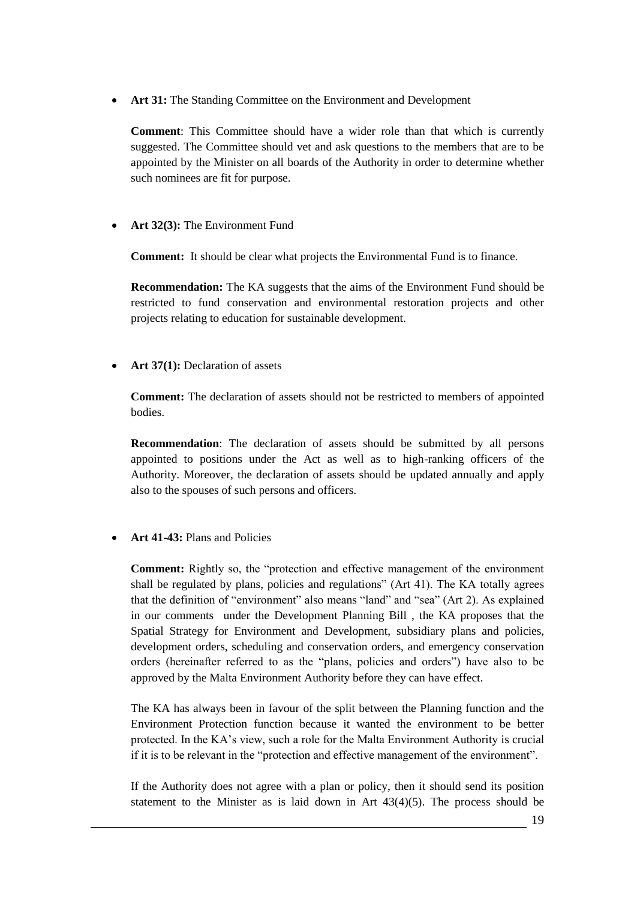- **Art 31:** The Standing Committee on the Environment and Development

  **Comment**: This Committee should have a wider role than that which is currently suggested. The Committee should vet and ask questions to the members that are to be appointed by the Minister on all boards of the Authority in order to determine whether such nominees are fit for purpose.

- **Art 32(3):** The Environment Fund

  **Comment:** It should be clear what projects the Environmental Fund is to finance.

  **Recommendation:** The KA suggests that the aims of the Environment Fund should be restricted to fund conservation and environmental restoration projects and other projects relating to education for sustainable development.

- **Art 37(1):** Declaration of assets

  **Comment:** The declaration of assets should not be restricted to members of appointed bodies.

  **Recommendation**: The declaration of assets should be submitted by all persons appointed to positions under the Act as well as to high-ranking officers of the Authority. Moreover, the declaration of assets should be updated annually and apply also to the spouses of such persons and officers.

- **Art 41-43:** Plans and Policies

  **Comment:** Rightly so, the "protection and effective management of the environment shall be regulated by plans, policies and regulations" (Art 41). The KA totally agrees that the definition of "environment" also means "land" and "sea" (Art 2). As explained in our comments under the Development Planning Bill , the KA proposes that the Spatial Strategy for Environment and Development, subsidiary plans and policies, development orders, scheduling and conservation orders, and emergency conservation orders (hereinafter referred to as the "plans, policies and orders") have also to be approved by the Malta Environment Authority before they can have effect.

  The KA has always been in favour of the split between the Planning function and the Environment Protection function because it wanted the environment to be better protected. In the KA's view, such a role for the Malta Environment Authority is crucial if it is to be relevant in the "protection and effective management of the environment".

  If the Authority does not agree with a plan or policy, then it should send its position statement to the Minister as is laid down in Art 43(4)(5). The process should be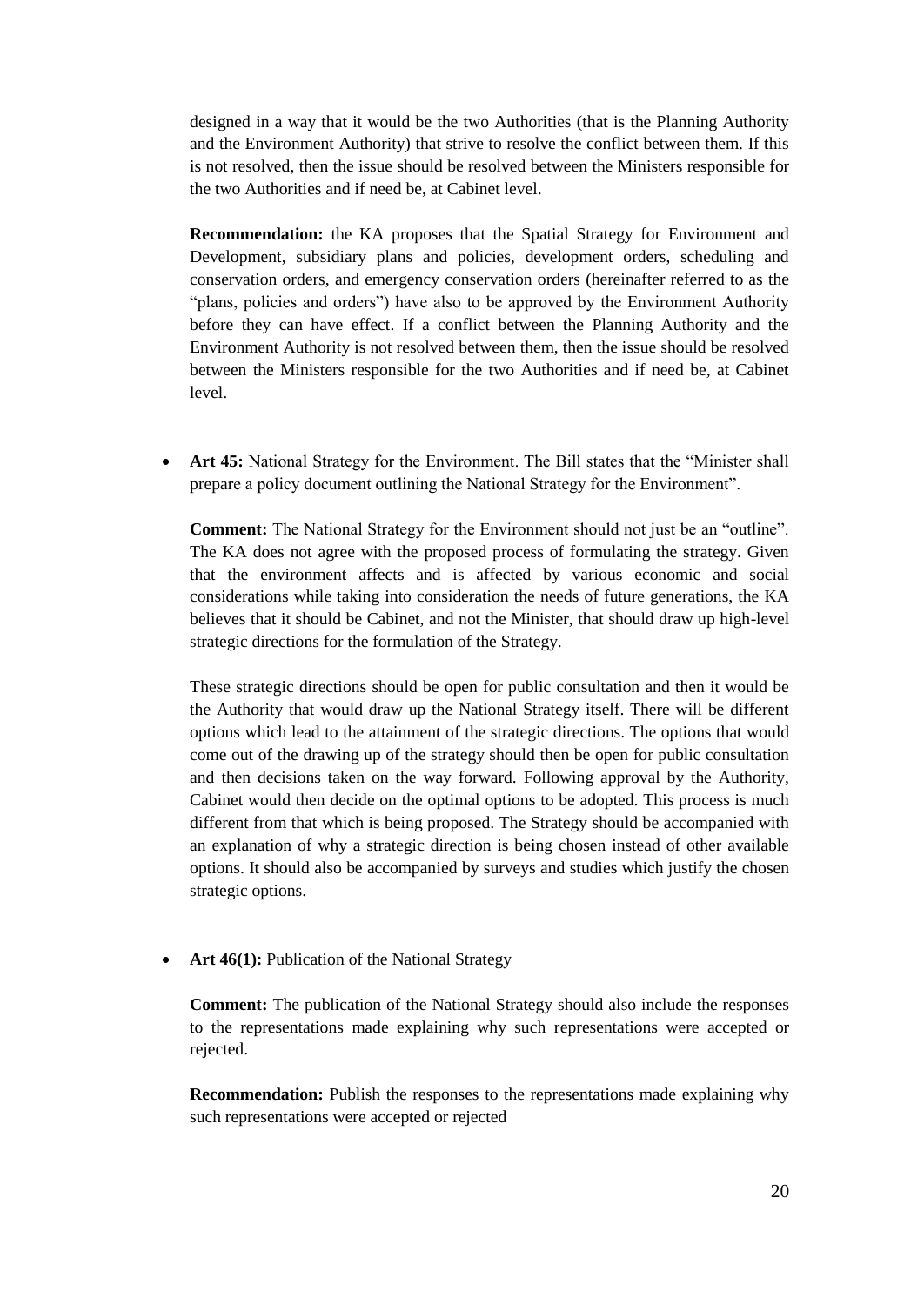designed in a way that it would be the two Authorities (that is the Planning Authority and the Environment Authority) that strive to resolve the conflict between them. If this is not resolved, then the issue should be resolved between the Ministers responsible for the two Authorities and if need be, at Cabinet level.

**Recommendation:** the KA proposes that the Spatial Strategy for Environment and Development, subsidiary plans and policies, development orders, scheduling and conservation orders, and emergency conservation orders (hereinafter referred to as the "plans, policies and orders") have also to be approved by the Environment Authority before they can have effect. If a conflict between the Planning Authority and the Environment Authority is not resolved between them, then the issue should be resolved between the Ministers responsible for the two Authorities and if need be, at Cabinet level.

- **Art 45:** National Strategy for the Environment. The Bill states that the "Minister shall prepare a policy document outlining the National Strategy for the Environment".

  **Comment:** The National Strategy for the Environment should not just be an "outline". The KA does not agree with the proposed process of formulating the strategy. Given that the environment affects and is affected by various economic and social considerations while taking into consideration the needs of future generations, the KA believes that it should be Cabinet, and not the Minister, that should draw up high-level strategic directions for the formulation of the Strategy.

  These strategic directions should be open for public consultation and then it would be the Authority that would draw up the National Strategy itself. There will be different options which lead to the attainment of the strategic directions. The options that would come out of the drawing up of the strategy should then be open for public consultation and then decisions taken on the way forward. Following approval by the Authority, Cabinet would then decide on the optimal options to be adopted. This process is much different from that which is being proposed. The Strategy should be accompanied with an explanation of why a strategic direction is being chosen instead of other available options. It should also be accompanied by surveys and studies which justify the chosen strategic options.

- **Art 46(1):** Publication of the National Strategy

  **Comment:** The publication of the National Strategy should also include the responses to the representations made explaining why such representations were accepted or rejected.

  **Recommendation:** Publish the responses to the representations made explaining why such representations were accepted or rejected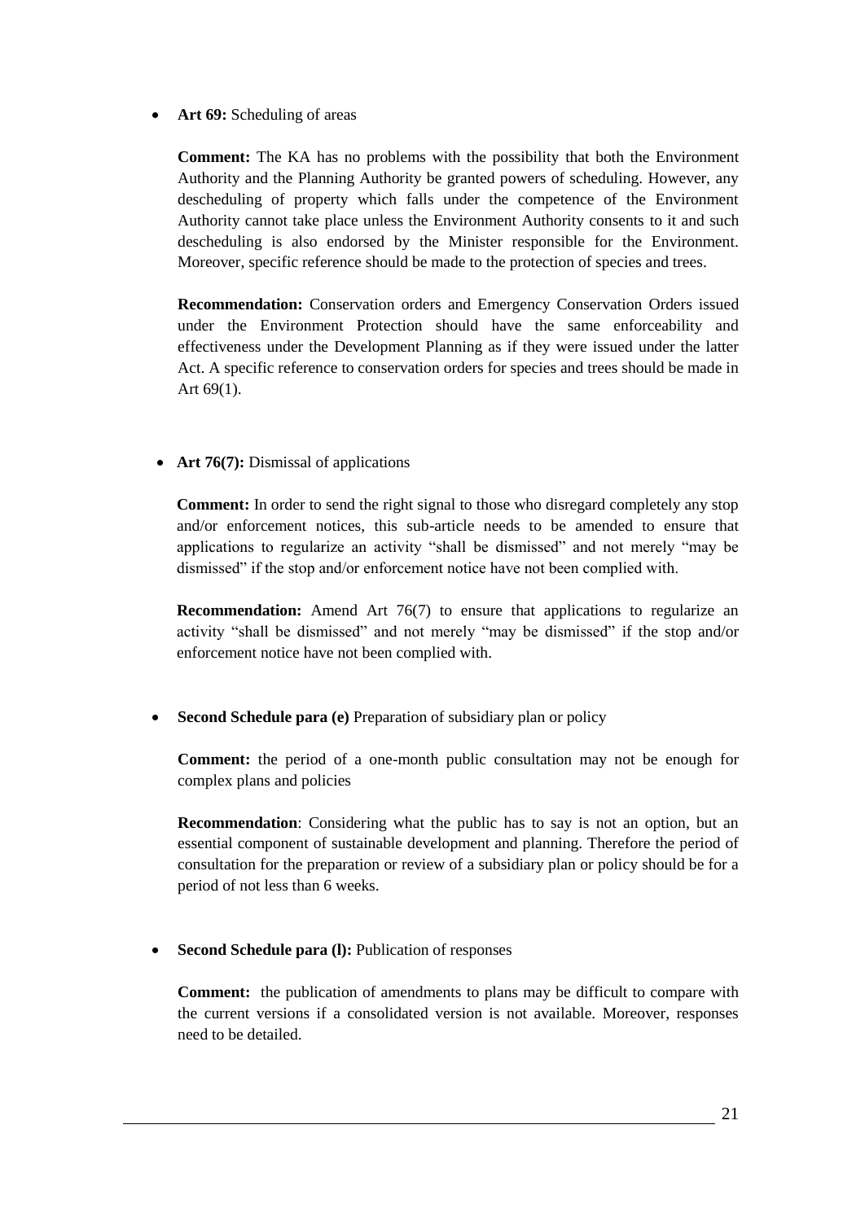- **Art 69:** Scheduling of areas

  **Comment:** The KA has no problems with the possibility that both the Environment Authority and the Planning Authority be granted powers of scheduling. However, any descheduling of property which falls under the competence of the Environment Authority cannot take place unless the Environment Authority consents to it and such descheduling is also endorsed by the Minister responsible for the Environment. Moreover, specific reference should be made to the protection of species and trees.

  **Recommendation:** Conservation orders and Emergency Conservation Orders issued under the Environment Protection should have the same enforceability and effectiveness under the Development Planning as if they were issued under the latter Act. A specific reference to conservation orders for species and trees should be made in Art 69(1).

- **Art 76(7):** Dismissal of applications

  **Comment:** In order to send the right signal to those who disregard completely any stop and/or enforcement notices, this sub-article needs to be amended to ensure that applications to regularize an activity "shall be dismissed" and not merely "may be dismissed" if the stop and/or enforcement notice have not been complied with.

  **Recommendation:** Amend Art 76(7) to ensure that applications to regularize an activity "shall be dismissed" and not merely "may be dismissed" if the stop and/or enforcement notice have not been complied with.

- **Second Schedule para (e)** Preparation of subsidiary plan or policy

  **Comment:** the period of a one-month public consultation may not be enough for complex plans and policies

  **Recommendation**: Considering what the public has to say is not an option, but an essential component of sustainable development and planning. Therefore the period of consultation for the preparation or review of a subsidiary plan or policy should be for a period of not less than 6 weeks.

- **Second Schedule para (l):** Publication of responses

  **Comment:** the publication of amendments to plans may be difficult to compare with the current versions if a consolidated version is not available. Moreover, responses need to be detailed.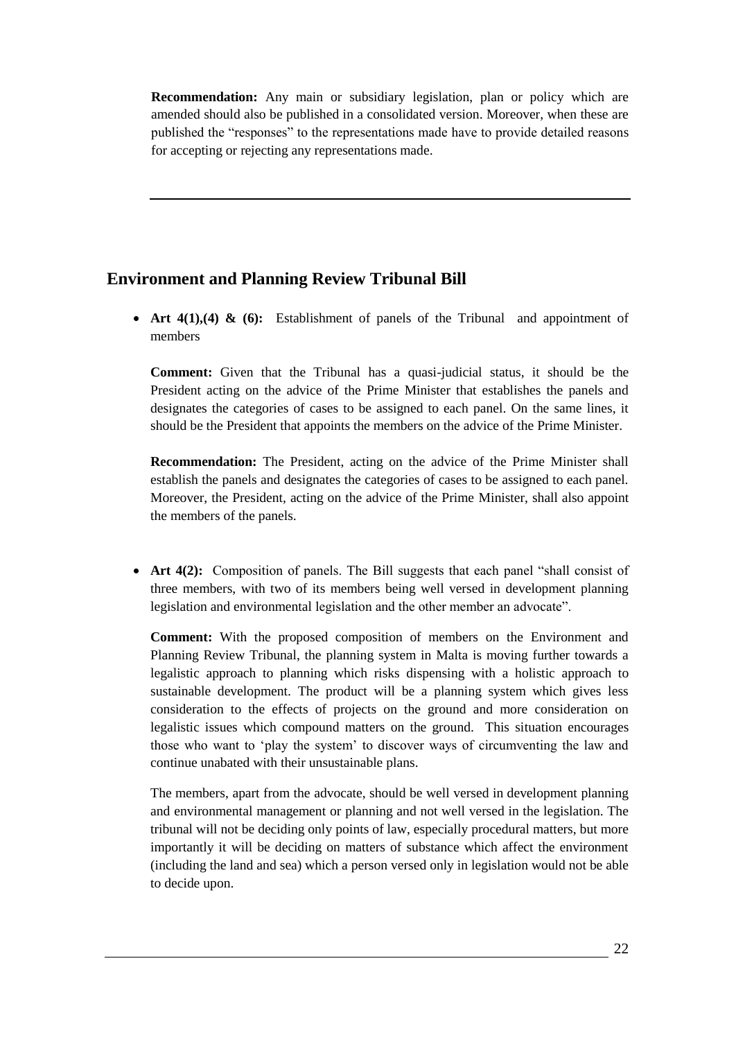**Recommendation:** Any main or subsidiary legislation, plan or policy which are amended should also be published in a consolidated version. Moreover, when these are published the "responses" to the representations made have to provide detailed reasons for accepting or rejecting any representations made.

---

## Environment and Planning Review Tribunal Bill

- **Art 4(1),(4) & (6):** Establishment of panels of the Tribunal and appointment of members

  **Comment:** Given that the Tribunal has a quasi-judicial status, it should be the President acting on the advice of the Prime Minister that establishes the panels and designates the categories of cases to be assigned to each panel. On the same lines, it should be the President that appoints the members on the advice of the Prime Minister.

  **Recommendation:** The President, acting on the advice of the Prime Minister shall establish the panels and designates the categories of cases to be assigned to each panel. Moreover, the President, acting on the advice of the Prime Minister, shall also appoint the members of the panels.

- **Art 4(2):** Composition of panels. The Bill suggests that each panel "shall consist of three members, with two of its members being well versed in development planning legislation and environmental legislation and the other member an advocate".

  **Comment:** With the proposed composition of members on the Environment and Planning Review Tribunal, the planning system in Malta is moving further towards a legalistic approach to planning which risks dispensing with a holistic approach to sustainable development. The product will be a planning system which gives less consideration to the effects of projects on the ground and more consideration on legalistic issues which compound matters on the ground. This situation encourages those who want to 'play the system' to discover ways of circumventing the law and continue unabated with their unsustainable plans.

  The members, apart from the advocate, should be well versed in development planning and environmental management or planning and not well versed in the legislation. The tribunal will not be deciding only points of law, especially procedural matters, but more importantly it will be deciding on matters of substance which affect the environment (including the land and sea) which a person versed only in legislation would not be able to decide upon.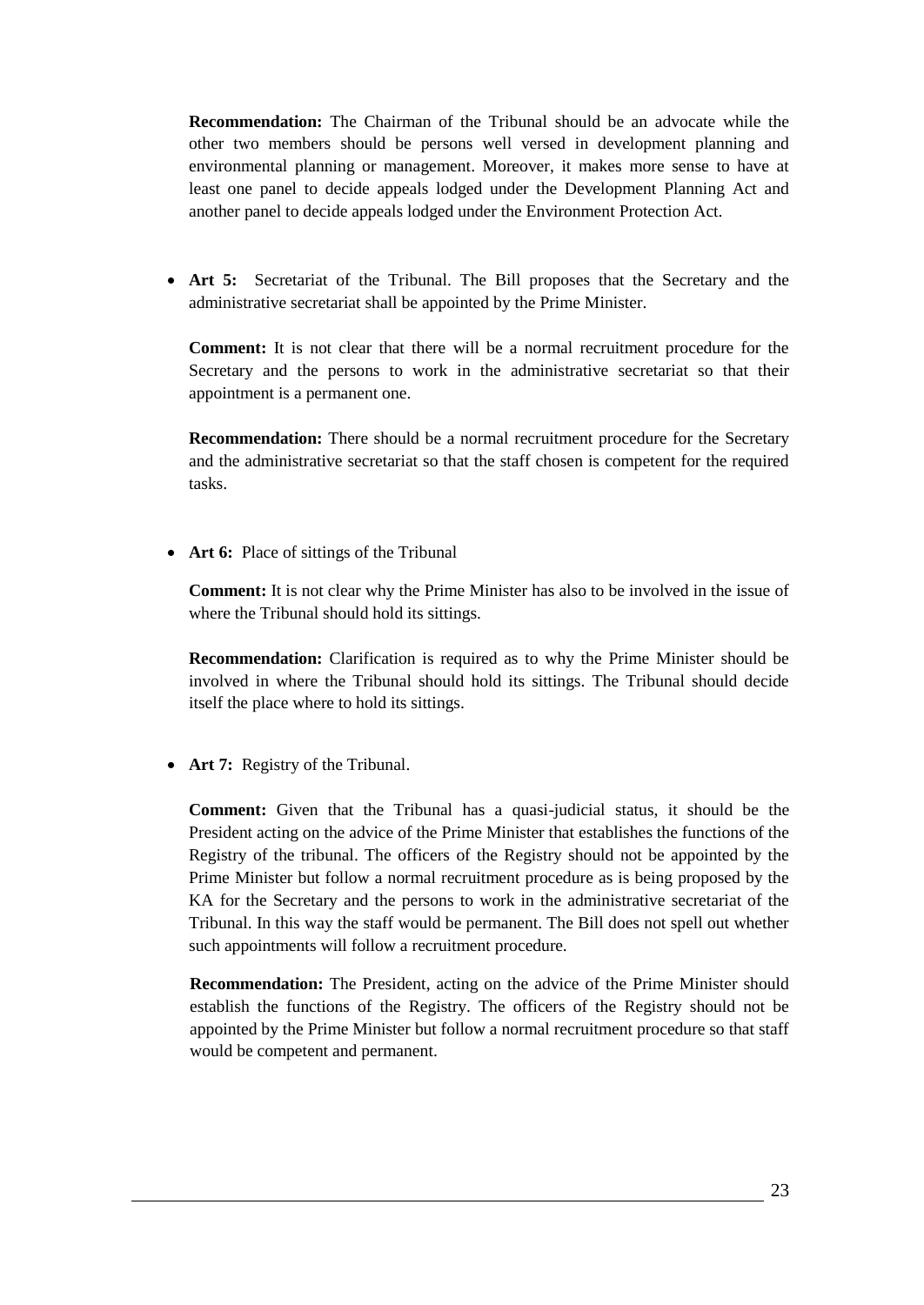**Recommendation:** The Chairman of the Tribunal should be an advocate while the other two members should be persons well versed in development planning and environmental planning or management. Moreover, it makes more sense to have at least one panel to decide appeals lodged under the Development Planning Act and another panel to decide appeals lodged under the Environment Protection Act.

- **Art 5:** Secretariat of the Tribunal. The Bill proposes that the Secretary and the administrative secretariat shall be appointed by the Prime Minister.

  **Comment:** It is not clear that there will be a normal recruitment procedure for the Secretary and the persons to work in the administrative secretariat so that their appointment is a permanent one.

  **Recommendation:** There should be a normal recruitment procedure for the Secretary and the administrative secretariat so that the staff chosen is competent for the required tasks.

- **Art 6:** Place of sittings of the Tribunal

  **Comment:** It is not clear why the Prime Minister has also to be involved in the issue of where the Tribunal should hold its sittings.

  **Recommendation:** Clarification is required as to why the Prime Minister should be involved in where the Tribunal should hold its sittings. The Tribunal should decide itself the place where to hold its sittings.

- **Art 7:** Registry of the Tribunal.

  **Comment:** Given that the Tribunal has a quasi-judicial status, it should be the President acting on the advice of the Prime Minister that establishes the functions of the Registry of the tribunal. The officers of the Registry should not be appointed by the Prime Minister but follow a normal recruitment procedure as is being proposed by the KA for the Secretary and the persons to work in the administrative secretariat of the Tribunal. In this way the staff would be permanent. The Bill does not spell out whether such appointments will follow a recruitment procedure.

  **Recommendation:** The President, acting on the advice of the Prime Minister should establish the functions of the Registry. The officers of the Registry should not be appointed by the Prime Minister but follow a normal recruitment procedure so that staff would be competent and permanent.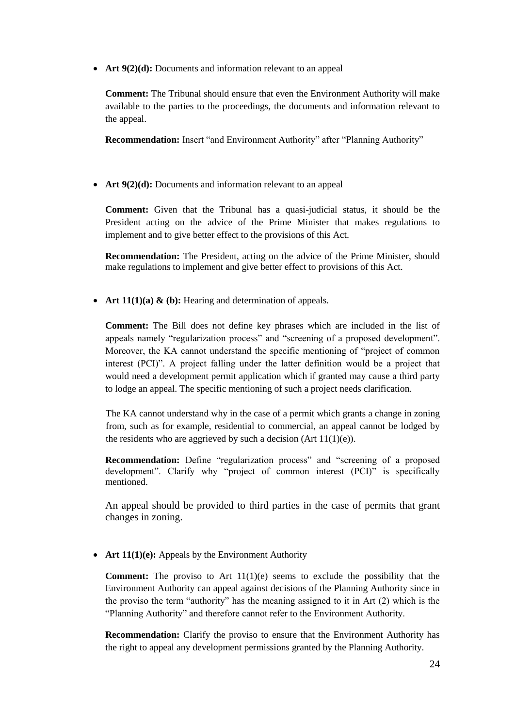- **Art 9(2)(d):** Documents and information relevant to an appeal

  **Comment:** The Tribunal should ensure that even the Environment Authority will make available to the parties to the proceedings, the documents and information relevant to the appeal.

  **Recommendation:** Insert "and Environment Authority" after "Planning Authority"

- **Art 9(2)(d):** Documents and information relevant to an appeal

  **Comment:** Given that the Tribunal has a quasi-judicial status, it should be the President acting on the advice of the Prime Minister that makes regulations to implement and to give better effect to the provisions of this Act.

  **Recommendation:** The President, acting on the advice of the Prime Minister, should make regulations to implement and give better effect to provisions of this Act.

- **Art 11(1)(a) & (b):** Hearing and determination of appeals.

  **Comment:** The Bill does not define key phrases which are included in the list of appeals namely "regularization process" and "screening of a proposed development". Moreover, the KA cannot understand the specific mentioning of "project of common interest (PCI)". A project falling under the latter definition would be a project that would need a development permit application which if granted may cause a third party to lodge an appeal. The specific mentioning of such a project needs clarification.

  The KA cannot understand why in the case of a permit which grants a change in zoning from, such as for example, residential to commercial, an appeal cannot be lodged by the residents who are aggrieved by such a decision (Art 11(1)(e)).

  **Recommendation:** Define "regularization process" and "screening of a proposed development". Clarify why "project of common interest (PCI)" is specifically mentioned.

  An appeal should be provided to third parties in the case of permits that grant changes in zoning.

- **Art 11(1)(e):** Appeals by the Environment Authority

  **Comment:** The proviso to Art 11(1)(e) seems to exclude the possibility that the Environment Authority can appeal against decisions of the Planning Authority since in the proviso the term "authority" has the meaning assigned to it in Art (2) which is the "Planning Authority" and therefore cannot refer to the Environment Authority.

  **Recommendation:** Clarify the proviso to ensure that the Environment Authority has the right to appeal any development permissions granted by the Planning Authority.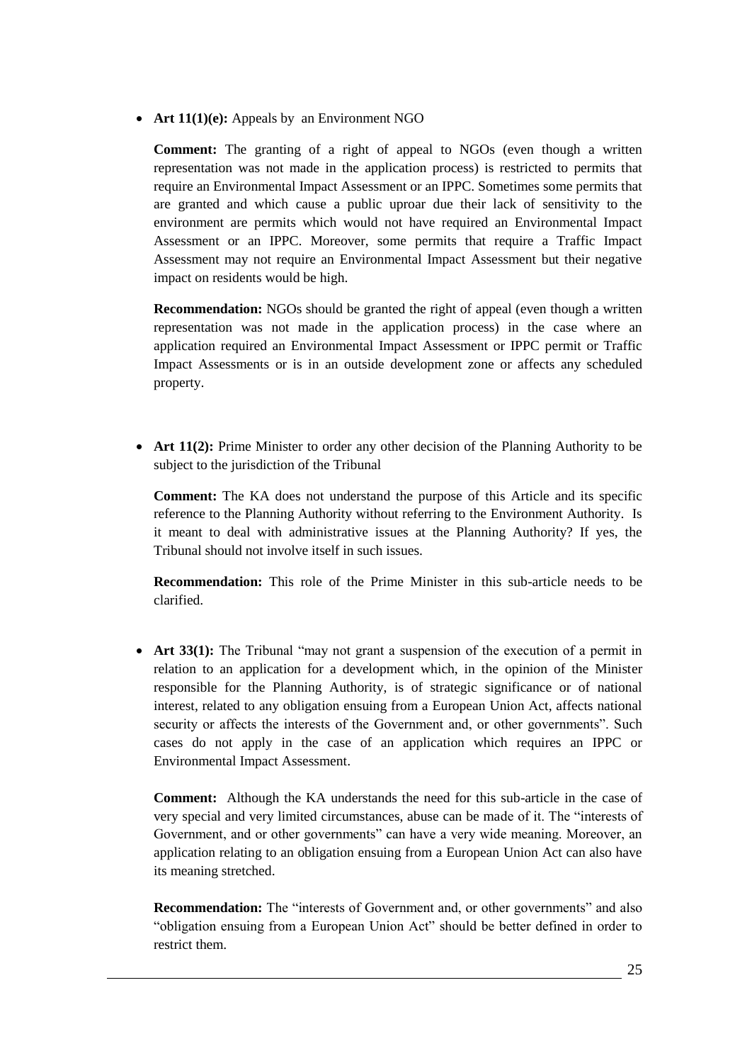- **Art 11(1)(e):** Appeals by an Environment NGO

  **Comment:** The granting of a right of appeal to NGOs (even though a written representation was not made in the application process) is restricted to permits that require an Environmental Impact Assessment or an IPPC. Sometimes some permits that are granted and which cause a public uproar due their lack of sensitivity to the environment are permits which would not have required an Environmental Impact Assessment or an IPPC. Moreover, some permits that require a Traffic Impact Assessment may not require an Environmental Impact Assessment but their negative impact on residents would be high.

  **Recommendation:** NGOs should be granted the right of appeal (even though a written representation was not made in the application process) in the case where an application required an Environmental Impact Assessment or IPPC permit or Traffic Impact Assessments or is in an outside development zone or affects any scheduled property.

- **Art 11(2):** Prime Minister to order any other decision of the Planning Authority to be subject to the jurisdiction of the Tribunal

  **Comment:** The KA does not understand the purpose of this Article and its specific reference to the Planning Authority without referring to the Environment Authority. Is it meant to deal with administrative issues at the Planning Authority? If yes, the Tribunal should not involve itself in such issues.

  **Recommendation:** This role of the Prime Minister in this sub-article needs to be clarified.

- **Art 33(1):** The Tribunal "may not grant a suspension of the execution of a permit in relation to an application for a development which, in the opinion of the Minister responsible for the Planning Authority, is of strategic significance or of national interest, related to any obligation ensuing from a European Union Act, affects national security or affects the interests of the Government and, or other governments". Such cases do not apply in the case of an application which requires an IPPC or Environmental Impact Assessment.

  **Comment:** Although the KA understands the need for this sub-article in the case of very special and very limited circumstances, abuse can be made of it. The "interests of Government, and or other governments" can have a very wide meaning. Moreover, an application relating to an obligation ensuing from a European Union Act can also have its meaning stretched.

  **Recommendation:** The "interests of Government and, or other governments" and also "obligation ensuing from a European Union Act" should be better defined in order to restrict them.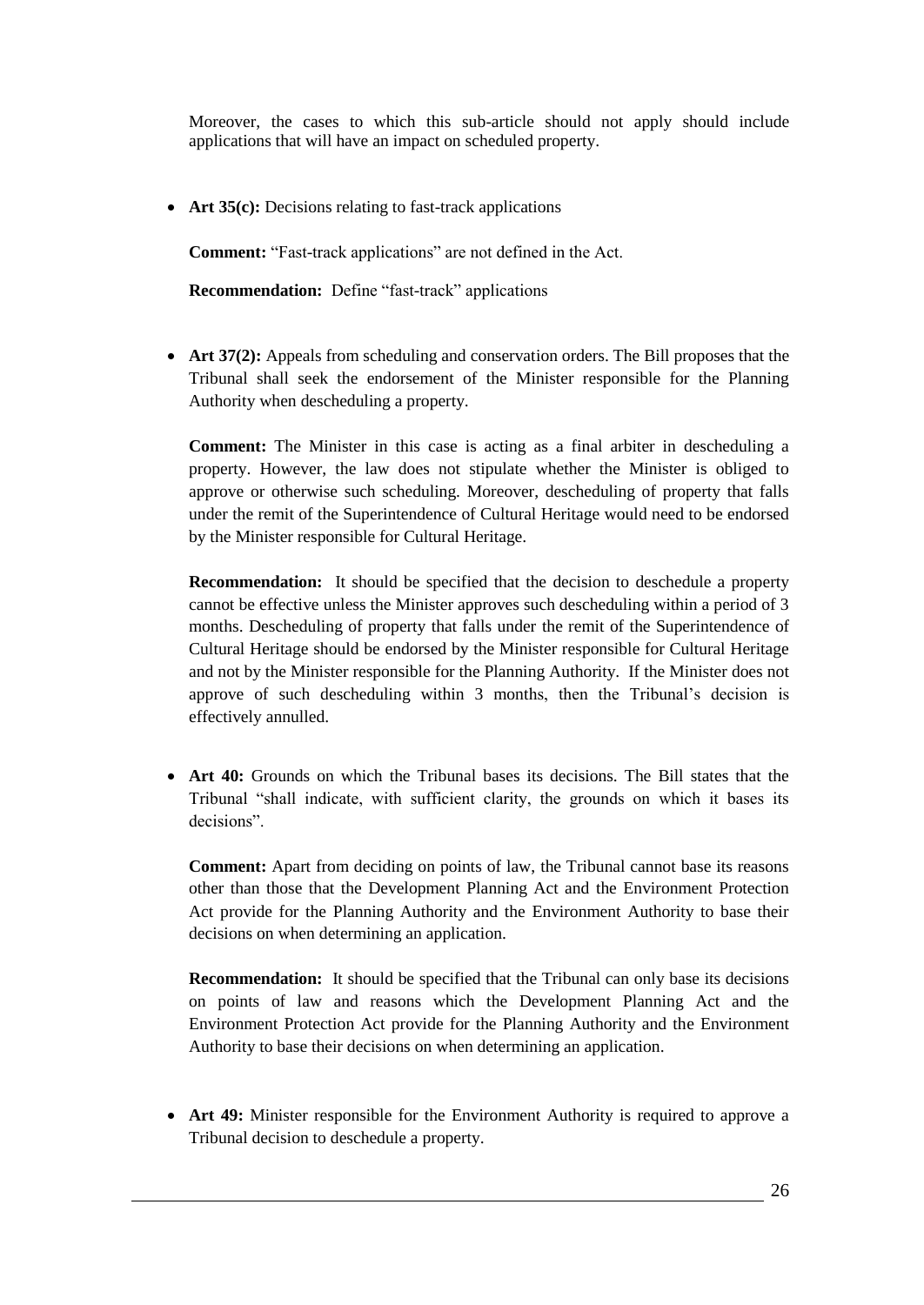Moreover, the cases to which this sub-article should not apply should include applications that will have an impact on scheduled property.

- **Art 35(c):** Decisions relating to fast-track applications

  **Comment:** "Fast-track applications" are not defined in the Act.

  **Recommendation:** Define "fast-track" applications

- **Art 37(2):** Appeals from scheduling and conservation orders. The Bill proposes that the Tribunal shall seek the endorsement of the Minister responsible for the Planning Authority when descheduling a property.

  **Comment:** The Minister in this case is acting as a final arbiter in descheduling a property. However, the law does not stipulate whether the Minister is obliged to approve or otherwise such scheduling. Moreover, descheduling of property that falls under the remit of the Superintendence of Cultural Heritage would need to be endorsed by the Minister responsible for Cultural Heritage.

  **Recommendation:** It should be specified that the decision to deschedule a property cannot be effective unless the Minister approves such descheduling within a period of 3 months. Descheduling of property that falls under the remit of the Superintendence of Cultural Heritage should be endorsed by the Minister responsible for Cultural Heritage and not by the Minister responsible for the Planning Authority. If the Minister does not approve of such descheduling within 3 months, then the Tribunal's decision is effectively annulled.

- **Art 40:** Grounds on which the Tribunal bases its decisions. The Bill states that the Tribunal "shall indicate, with sufficient clarity, the grounds on which it bases its decisions".

  **Comment:** Apart from deciding on points of law, the Tribunal cannot base its reasons other than those that the Development Planning Act and the Environment Protection Act provide for the Planning Authority and the Environment Authority to base their decisions on when determining an application.

  **Recommendation:** It should be specified that the Tribunal can only base its decisions on points of law and reasons which the Development Planning Act and the Environment Protection Act provide for the Planning Authority and the Environment Authority to base their decisions on when determining an application.

- **Art 49:** Minister responsible for the Environment Authority is required to approve a Tribunal decision to deschedule a property.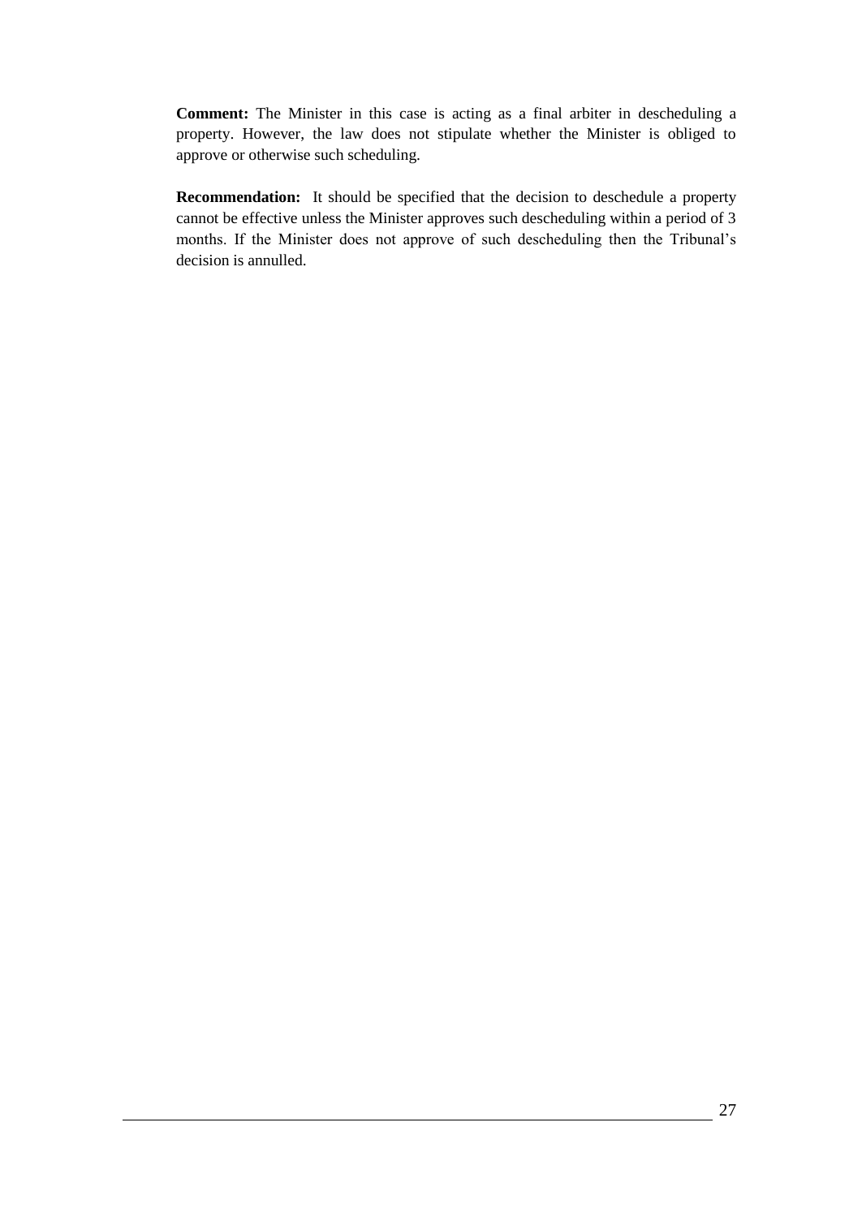**Comment:** The Minister in this case is acting as a final arbiter in descheduling a property. However, the law does not stipulate whether the Minister is obliged to approve or otherwise such scheduling.

**Recommendation:** It should be specified that the decision to deschedule a property cannot be effective unless the Minister approves such descheduling within a period of 3 months. If the Minister does not approve of such descheduling then the Tribunal's decision is annulled.